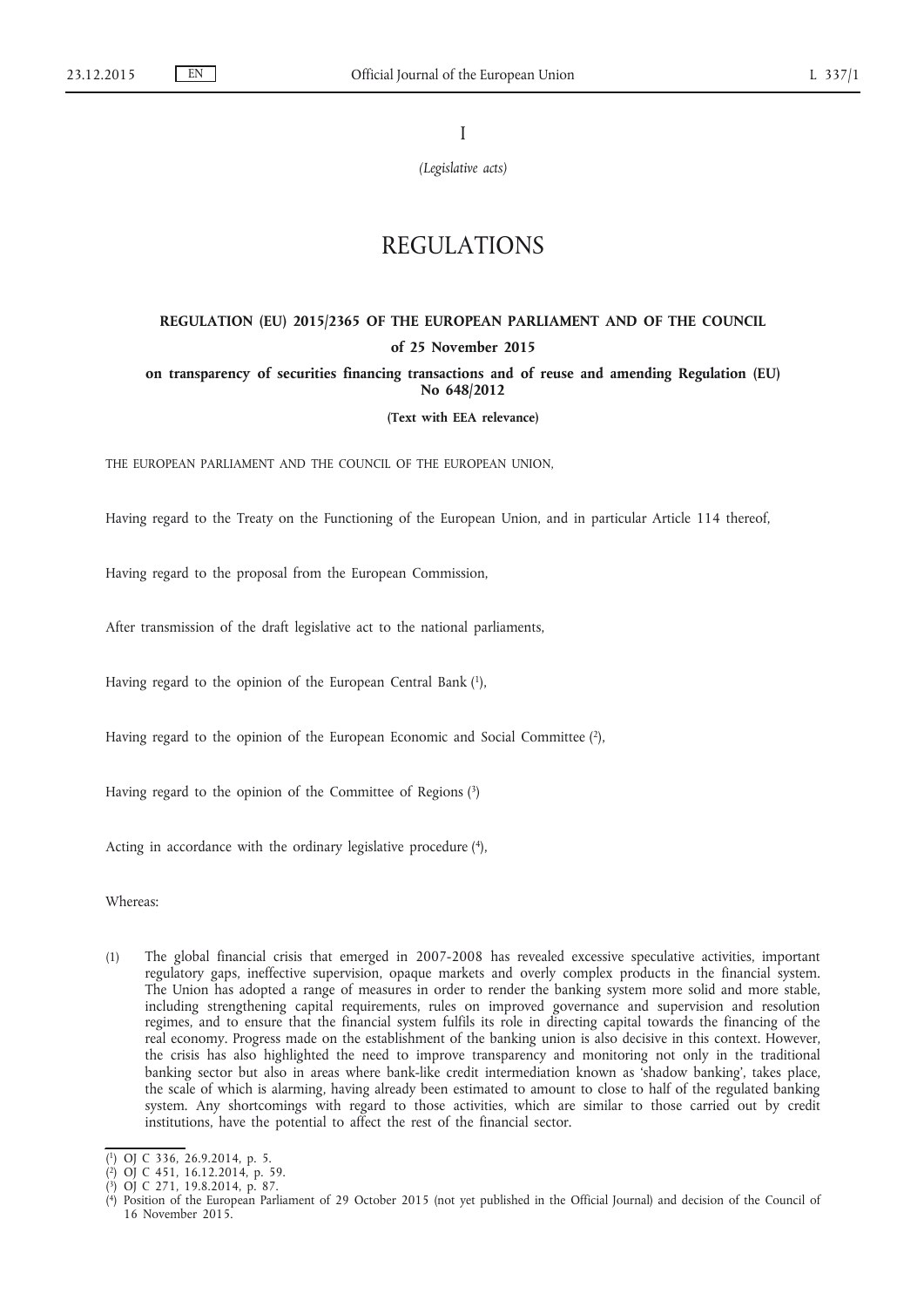I

*(Legislative acts)*

# REGULATIONS

## REGULATION (EU) 2015/2365 OF THE EUROPEAN PARLIAMENT AND OF THE COUNCIL

**of 25 November 2015**

**on transparency of securities financing transactions and of reuse and amending Regulation (EU) No 648/2012**

**(Text with EEA relevance)**

THE EUROPEAN PARLIAMENT AND THE COUNCIL OF THE EUROPEAN UNION,

Having regard to the Treaty on the Functioning of the European Union, and in particular Article 114 thereof,

Having regard to the proposal from the European Commission,

After transmission of the draft legislative act to the national parliaments,

Having regard to the opinion of the European Central Bank [1],

Having regard to the opinion of the European Economic and Social Committee [2],

Having regard to the opinion of the Committee of Regions [3]

Acting in accordance with the ordinary legislative procedure [4],

Whereas:

(1) The global financial crisis that emerged in 2007-2008 has revealed excessive speculative activities, important regulatory gaps, ineffective supervision, opaque markets and overly complex products in the financial system. The Union has adopted a range of measures in order to render the banking system more solid and more stable, including strengthening capital requirements, rules on improved governance and supervision and resolution regimes, and to ensure that the financial system fulfils its role in directing capital towards the financing of the real economy. Progress made on the establishment of the banking union is also decisive in this context. However, the crisis has also highlighted the need to improve transparency and monitoring not only in the traditional banking sector but also in areas where bank-like credit intermediation known as 'shadow banking', takes place, the scale of which is alarming, having already been estimated to amount to close to half of the regulated banking system. Any shortcomings with regard to those activities, which are similar to those carried out by credit institutions, have the potential to affect the rest of the financial sector.

---

[1] OJ C 336, 26.9.2014, p. 5.

[2] OJ C 451, 16.12.2014, p. 59.

[3] OJ C 271, 19.8.2014, p. 87.

[4] Position of the European Parliament of 29 October 2015 (not yet published in the Official Journal) and decision of the Council of 16 November 2015.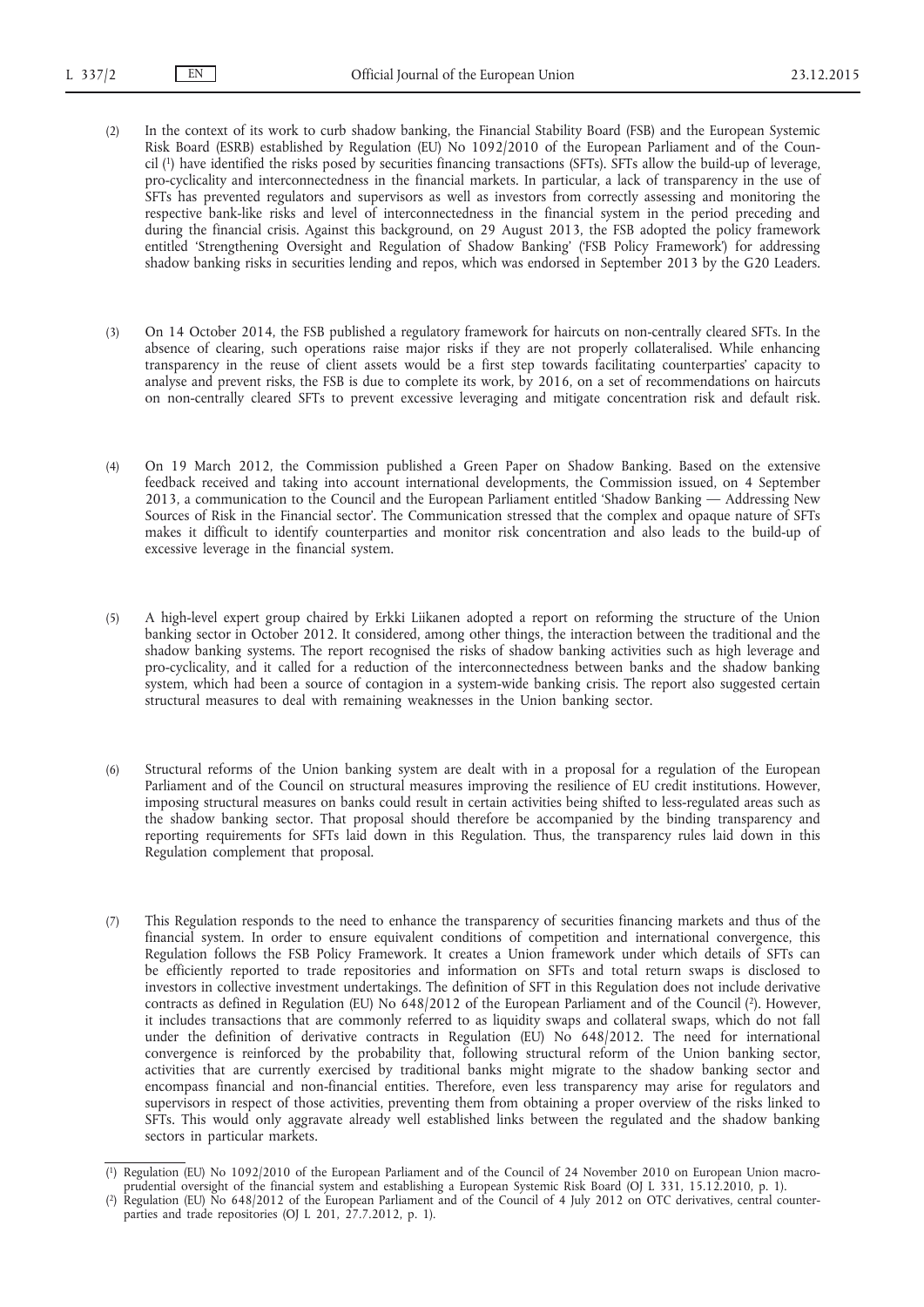(2) In the context of its work to curb shadow banking, the Financial Stability Board (FSB) and the European Systemic Risk Board (ESRB) established by Regulation (EU) No 1092/2010 of the European Parliament and of the Council [1] have identified the risks posed by securities financing transactions (SFTs). SFTs allow the build-up of leverage, pro-cyclicality and interconnectedness in the financial markets. In particular, a lack of transparency in the use of SFTs has prevented regulators and supervisors as well as investors from correctly assessing and monitoring the respective bank-like risks and level of interconnectedness in the financial system in the period preceding and during the financial crisis. Against this background, on 29 August 2013, the FSB adopted the policy framework entitled 'Strengthening Oversight and Regulation of Shadow Banking' ('FSB Policy Framework') for addressing shadow banking risks in securities lending and repos, which was endorsed in September 2013 by the G20 Leaders.

(3) On 14 October 2014, the FSB published a regulatory framework for haircuts on non-centrally cleared SFTs. In the absence of clearing, such operations raise major risks if they are not properly collateralised. While enhancing transparency in the reuse of client assets would be a first step towards facilitating counterparties' capacity to analyse and prevent risks, the FSB is due to complete its work, by 2016, on a set of recommendations on haircuts on non-centrally cleared SFTs to prevent excessive leveraging and mitigate concentration risk and default risk.

(4) On 19 March 2012, the Commission published a Green Paper on Shadow Banking. Based on the extensive feedback received and taking into account international developments, the Commission issued, on 4 September 2013, a communication to the Council and the European Parliament entitled 'Shadow Banking — Addressing New Sources of Risk in the Financial sector'. The Communication stressed that the complex and opaque nature of SFTs makes it difficult to identify counterparties and monitor risk concentration and also leads to the build-up of excessive leverage in the financial system.

(5) A high-level expert group chaired by Erkki Liikanen adopted a report on reforming the structure of the Union banking sector in October 2012. It considered, among other things, the interaction between the traditional and the shadow banking systems. The report recognised the risks of shadow banking activities such as high leverage and pro-cyclicality, and it called for a reduction of the interconnectedness between banks and the shadow banking system, which had been a source of contagion in a system-wide banking crisis. The report also suggested certain structural measures to deal with remaining weaknesses in the Union banking sector.

(6) Structural reforms of the Union banking system are dealt with in a proposal for a regulation of the European Parliament and of the Council on structural measures improving the resilience of EU credit institutions. However, imposing structural measures on banks could result in certain activities being shifted to less-regulated areas such as the shadow banking sector. That proposal should therefore be accompanied by the binding transparency and reporting requirements for SFTs laid down in this Regulation. Thus, the transparency rules laid down in this Regulation complement that proposal.

(7) This Regulation responds to the need to enhance the transparency of securities financing markets and thus of the financial system. In order to ensure equivalent conditions of competition and international convergence, this Regulation follows the FSB Policy Framework. It creates a Union framework under which details of SFTs can be efficiently reported to trade repositories and information on SFTs and total return swaps is disclosed to investors in collective investment undertakings. The definition of SFT in this Regulation does not include derivative contracts as defined in Regulation (EU) No 648/2012 of the European Parliament and of the Council [2]. However, it includes transactions that are commonly referred to as liquidity swaps and collateral swaps, which do not fall under the definition of derivative contracts in Regulation (EU) No 648/2012. The need for international convergence is reinforced by the probability that, following structural reform of the Union banking sector, activities that are currently exercised by traditional banks might migrate to the shadow banking sector and encompass financial and non-financial entities. Therefore, even less transparency may arise for regulators and supervisors in respect of those activities, preventing them from obtaining a proper overview of the risks linked to SFTs. This would only aggravate already well established links between the regulated and the shadow banking sectors in particular markets.

---

[1] Regulation (EU) No 1092/2010 of the European Parliament and of the Council of 24 November 2010 on European Union macro-prudential oversight of the financial system and establishing a European Systemic Risk Board (OJ L 331, 15.12.2010, p. 1).

[2] Regulation (EU) No 648/2012 of the European Parliament and of the Council of 4 July 2012 on OTC derivatives, central counterparties and trade repositories (OJ L 201, 27.7.2012, p. 1).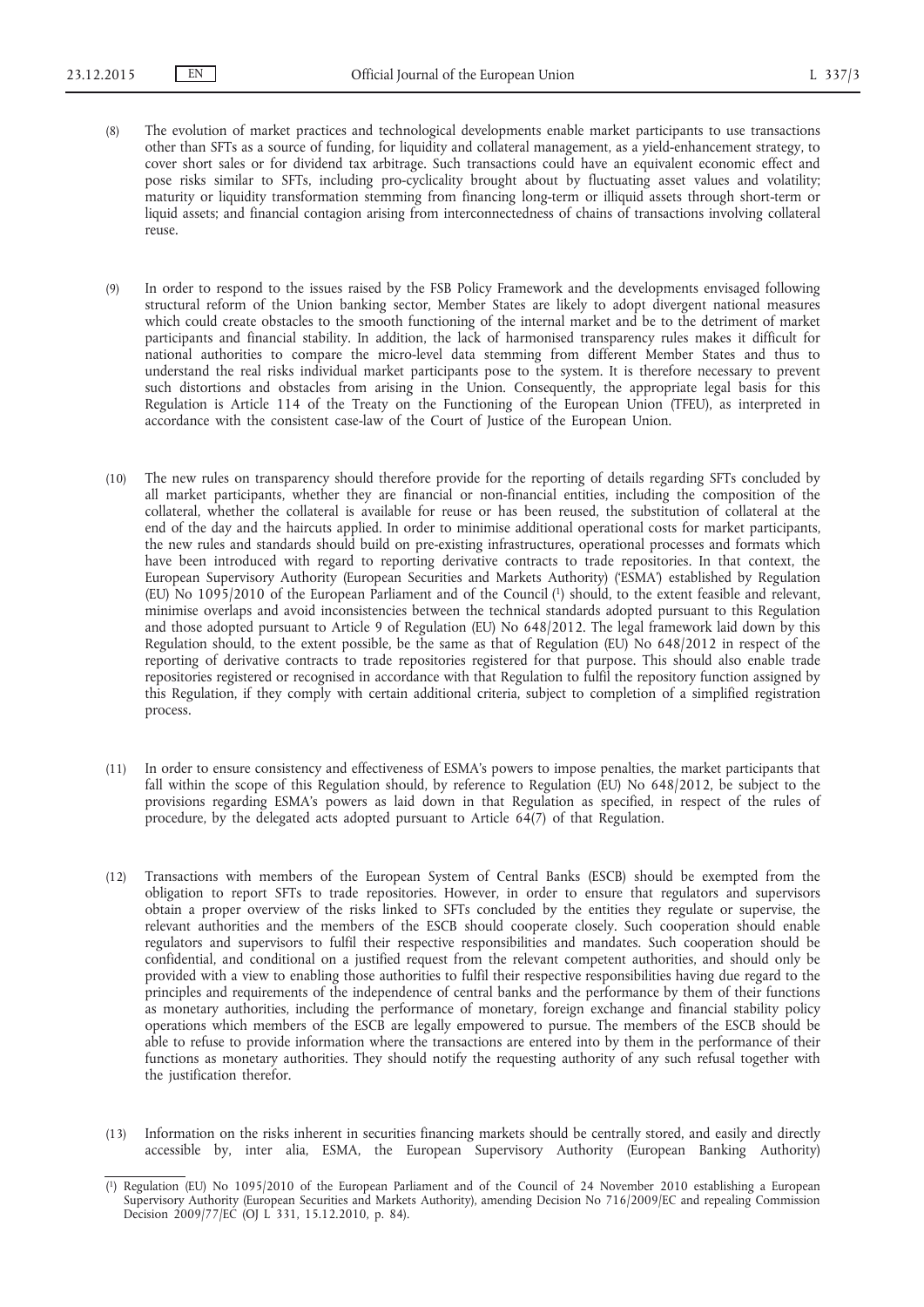(8) The evolution of market practices and technological developments enable market participants to use transactions other than SFTs as a source of funding, for liquidity and collateral management, as a yield-enhancement strategy, to cover short sales or for dividend tax arbitrage. Such transactions could have an equivalent economic effect and pose risks similar to SFTs, including pro-cyclicality brought about by fluctuating asset values and volatility; maturity or liquidity transformation stemming from financing long-term or illiquid assets through short-term or liquid assets; and financial contagion arising from interconnectedness of chains of transactions involving collateral reuse.

(9) In order to respond to the issues raised by the FSB Policy Framework and the developments envisaged following structural reform of the Union banking sector, Member States are likely to adopt divergent national measures which could create obstacles to the smooth functioning of the internal market and be to the detriment of market participants and financial stability. In addition, the lack of harmonised transparency rules makes it difficult for national authorities to compare the micro-level data stemming from different Member States and thus to understand the real risks individual market participants pose to the system. It is therefore necessary to prevent such distortions and obstacles from arising in the Union. Consequently, the appropriate legal basis for this Regulation is Article 114 of the Treaty on the Functioning of the European Union (TFEU), as interpreted in accordance with the consistent case-law of the Court of Justice of the European Union.

(10) The new rules on transparency should therefore provide for the reporting of details regarding SFTs concluded by all market participants, whether they are financial or non-financial entities, including the composition of the collateral, whether the collateral is available for reuse or has been reused, the substitution of collateral at the end of the day and the haircuts applied. In order to minimise additional operational costs for market participants, the new rules and standards should build on pre-existing infrastructures, operational processes and formats which have been introduced with regard to reporting derivative contracts to trade repositories. In that context, the European Supervisory Authority (European Securities and Markets Authority) ('ESMA') established by Regulation (EU) No 1095/2010 of the European Parliament and of the Council [1] should, to the extent feasible and relevant, minimise overlaps and avoid inconsistencies between the technical standards adopted pursuant to this Regulation and those adopted pursuant to Article 9 of Regulation (EU) No 648/2012. The legal framework laid down by this Regulation should, to the extent possible, be the same as that of Regulation (EU) No 648/2012 in respect of the reporting of derivative contracts to trade repositories registered for that purpose. This should also enable trade repositories registered or recognised in accordance with that Regulation to fulfil the repository function assigned by this Regulation, if they comply with certain additional criteria, subject to completion of a simplified registration process.

(11) In order to ensure consistency and effectiveness of ESMA's powers to impose penalties, the market participants that fall within the scope of this Regulation should, by reference to Regulation (EU) No 648/2012, be subject to the provisions regarding ESMA's powers as laid down in that Regulation as specified, in respect of the rules of procedure, by the delegated acts adopted pursuant to Article 64(7) of that Regulation.

(12) Transactions with members of the European System of Central Banks (ESCB) should be exempted from the obligation to report SFTs to trade repositories. However, in order to ensure that regulators and supervisors obtain a proper overview of the risks linked to SFTs concluded by the entities they regulate or supervise, the relevant authorities and the members of the ESCB should cooperate closely. Such cooperation should enable regulators and supervisors to fulfil their respective responsibilities and mandates. Such cooperation should be confidential, and conditional on a justified request from the relevant competent authorities, and should only be provided with a view to enabling those authorities to fulfil their respective responsibilities having due regard to the principles and requirements of the independence of central banks and the performance by them of their functions as monetary authorities, including the performance of monetary, foreign exchange and financial stability policy operations which members of the ESCB are legally empowered to pursue. The members of the ESCB should be able to refuse to provide information where the transactions are entered into by them in the performance of their functions as monetary authorities. They should notify the requesting authority of any such refusal together with the justification therefor.

(13) Information on the risks inherent in securities financing markets should be centrally stored, and easily and directly accessible by, inter alia, ESMA, the European Supervisory Authority (European Banking Authority)

---

[1] Regulation (EU) No 1095/2010 of the European Parliament and of the Council of 24 November 2010 establishing a European Supervisory Authority (European Securities and Markets Authority), amending Decision No 716/2009/EC and repealing Commission Decision 2009/77/EC (OJ L 331, 15.12.2010, p. 84).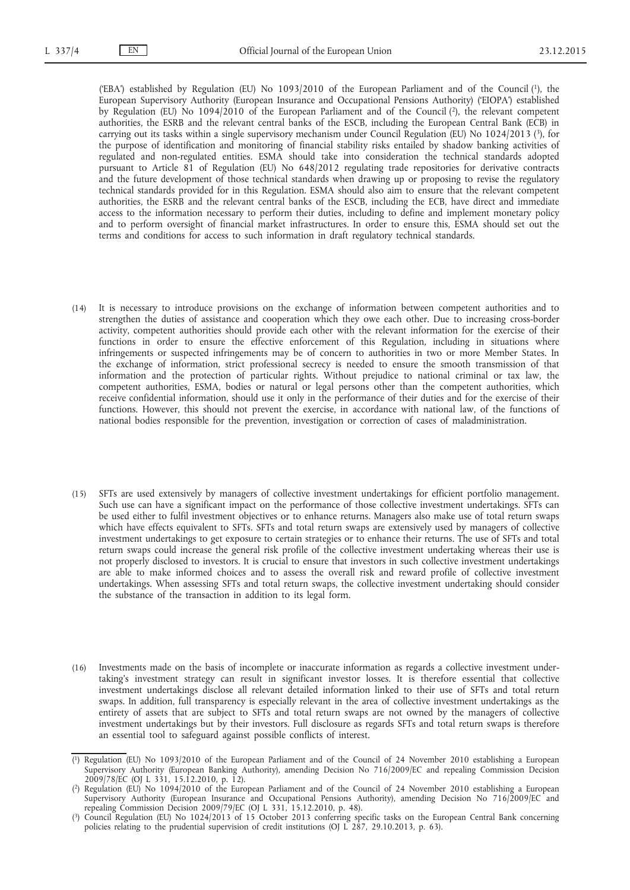('EBA') established by Regulation (EU) No 1093/2010 of the European Parliament and of the Council [1], the European Supervisory Authority (European Insurance and Occupational Pensions Authority) ('EIOPA') established by Regulation (EU) No 1094/2010 of the European Parliament and of the Council [2], the relevant competent authorities, the ESRB and the relevant central banks of the ESCB, including the European Central Bank (ECB) in carrying out its tasks within a single supervisory mechanism under Council Regulation (EU) No 1024/2013 [3], for the purpose of identification and monitoring of financial stability risks entailed by shadow banking activities of regulated and non-regulated entities. ESMA should take into consideration the technical standards adopted pursuant to Article 81 of Regulation (EU) No 648/2012 regulating trade repositories for derivative contracts and the future development of those technical standards when drawing up or proposing to revise the regulatory technical standards provided for in this Regulation. ESMA should also aim to ensure that the relevant competent authorities, the ESRB and the relevant central banks of the ESCB, including the ECB, have direct and immediate access to the information necessary to perform their duties, including to define and implement monetary policy and to perform oversight of financial market infrastructures. In order to ensure this, ESMA should set out the terms and conditions for access to such information in draft regulatory technical standards.

(14) It is necessary to introduce provisions on the exchange of information between competent authorities and to strengthen the duties of assistance and cooperation which they owe each other. Due to increasing cross-border activity, competent authorities should provide each other with the relevant information for the exercise of their functions in order to ensure the effective enforcement of this Regulation, including in situations where infringements or suspected infringements may be of concern to authorities in two or more Member States. In the exchange of information, strict professional secrecy is needed to ensure the smooth transmission of that information and the protection of particular rights. Without prejudice to national criminal or tax law, the competent authorities, ESMA, bodies or natural or legal persons other than the competent authorities, which receive confidential information, should use it only in the performance of their duties and for the exercise of their functions. However, this should not prevent the exercise, in accordance with national law, of the functions of national bodies responsible for the prevention, investigation or correction of cases of maladministration.

(15) SFTs are used extensively by managers of collective investment undertakings for efficient portfolio management. Such use can have a significant impact on the performance of those collective investment undertakings. SFTs can be used either to fulfil investment objectives or to enhance returns. Managers also make use of total return swaps which have effects equivalent to SFTs. SFTs and total return swaps are extensively used by managers of collective investment undertakings to get exposure to certain strategies or to enhance their returns. The use of SFTs and total return swaps could increase the general risk profile of the collective investment undertaking whereas their use is not properly disclosed to investors. It is crucial to ensure that investors in such collective investment undertakings are able to make informed choices and to assess the overall risk and reward profile of collective investment undertakings. When assessing SFTs and total return swaps, the collective investment undertaking should consider the substance of the transaction in addition to its legal form.

(16) Investments made on the basis of incomplete or inaccurate information as regards a collective investment undertaking's investment strategy can result in significant investor losses. It is therefore essential that collective investment undertakings disclose all relevant detailed information linked to their use of SFTs and total return swaps. In addition, full transparency is especially relevant in the area of collective investment undertakings as the entirety of assets that are subject to SFTs and total return swaps are not owned by the managers of collective investment undertakings but by their investors. Full disclosure as regards SFTs and total return swaps is therefore an essential tool to safeguard against possible conflicts of interest.

---

[1] Regulation (EU) No 1093/2010 of the European Parliament and of the Council of 24 November 2010 establishing a European Supervisory Authority (European Banking Authority), amending Decision No 716/2009/EC and repealing Commission Decision 2009/78/EC (OJ L 331, 15.12.2010, p. 12).

[2] Regulation (EU) No 1094/2010 of the European Parliament and of the Council of 24 November 2010 establishing a European Supervisory Authority (European Insurance and Occupational Pensions Authority), amending Decision No 716/2009/EC and repealing Commission Decision 2009/79/EC (OJ L 331, 15.12.2010, p. 48).

[3] Council Regulation (EU) No 1024/2013 of 15 October 2013 conferring specific tasks on the European Central Bank concerning policies relating to the prudential supervision of credit institutions (OJ L 287, 29.10.2013, p. 63).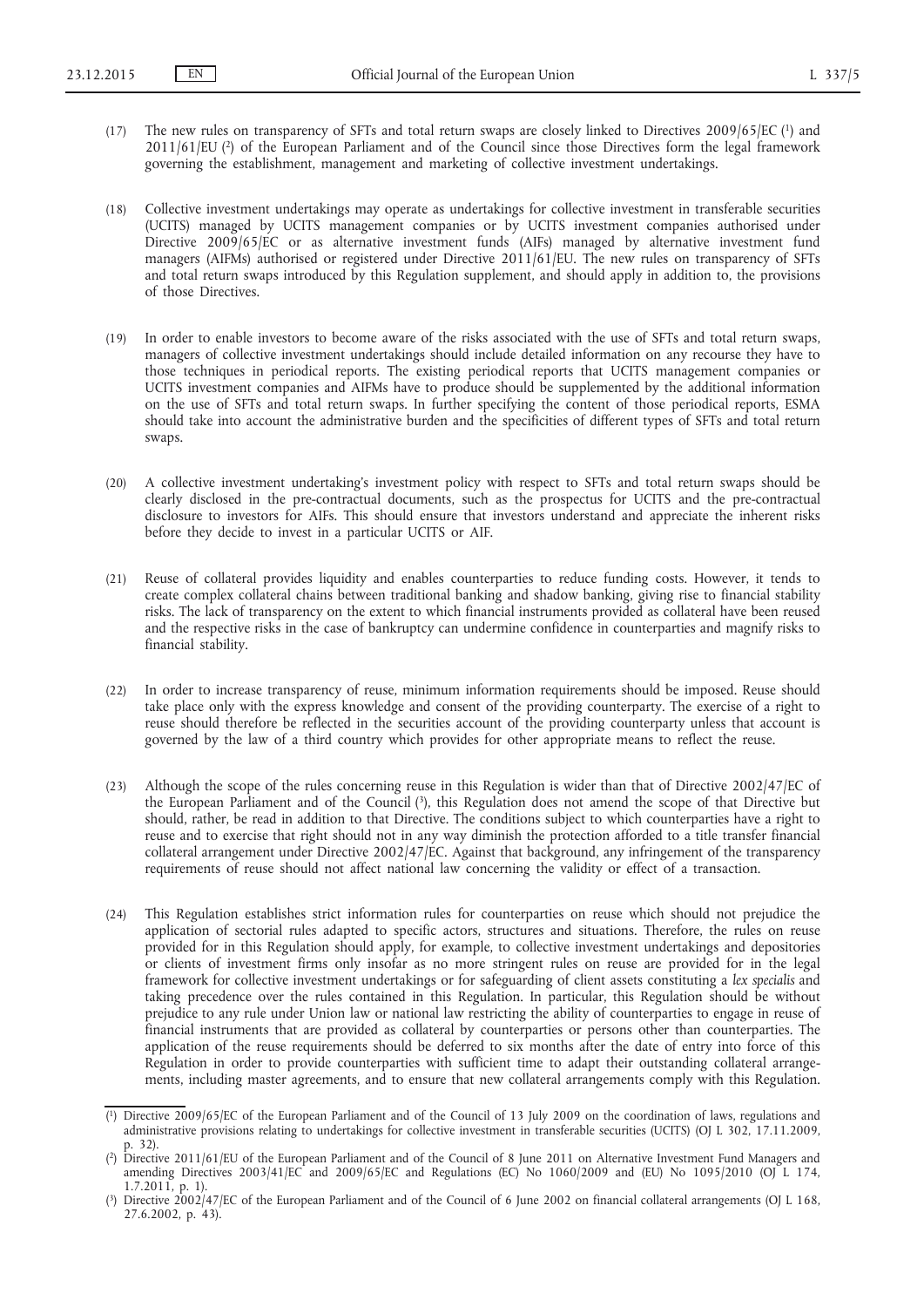(17) The new rules on transparency of SFTs and total return swaps are closely linked to Directives 2009/65/EC [1] and 2011/61/EU [2] of the European Parliament and of the Council since those Directives form the legal framework governing the establishment, management and marketing of collective investment undertakings.

(18) Collective investment undertakings may operate as undertakings for collective investment in transferable securities (UCITS) managed by UCITS management companies or by UCITS investment companies authorised under Directive 2009/65/EC or as alternative investment funds (AIFs) managed by alternative investment fund managers (AIFMs) authorised or registered under Directive 2011/61/EU. The new rules on transparency of SFTs and total return swaps introduced by this Regulation supplement, and should apply in addition to, the provisions of those Directives.

(19) In order to enable investors to become aware of the risks associated with the use of SFTs and total return swaps, managers of collective investment undertakings should include detailed information on any recourse they have to those techniques in periodical reports. The existing periodical reports that UCITS management companies or UCITS investment companies and AIFMs have to produce should be supplemented by the additional information on the use of SFTs and total return swaps. In further specifying the content of those periodical reports, ESMA should take into account the administrative burden and the specificities of different types of SFTs and total return swaps.

(20) A collective investment undertaking's investment policy with respect to SFTs and total return swaps should be clearly disclosed in the pre-contractual documents, such as the prospectus for UCITS and the pre-contractual disclosure to investors for AIFs. This should ensure that investors understand and appreciate the inherent risks before they decide to invest in a particular UCITS or AIF.

(21) Reuse of collateral provides liquidity and enables counterparties to reduce funding costs. However, it tends to create complex collateral chains between traditional banking and shadow banking, giving rise to financial stability risks. The lack of transparency on the extent to which financial instruments provided as collateral have been reused and the respective risks in the case of bankruptcy can undermine confidence in counterparties and magnify risks to financial stability.

(22) In order to increase transparency of reuse, minimum information requirements should be imposed. Reuse should take place only with the express knowledge and consent of the providing counterparty. The exercise of a right to reuse should therefore be reflected in the securities account of the providing counterparty unless that account is governed by the law of a third country which provides for other appropriate means to reflect the reuse.

(23) Although the scope of the rules concerning reuse in this Regulation is wider than that of Directive 2002/47/EC of the European Parliament and of the Council [3], this Regulation does not amend the scope of that Directive but should, rather, be read in addition to that Directive. The conditions subject to which counterparties have a right to reuse and to exercise that right should not in any way diminish the protection afforded to a title transfer financial collateral arrangement under Directive 2002/47/EC. Against that background, any infringement of the transparency requirements of reuse should not affect national law concerning the validity or effect of a transaction.

(24) This Regulation establishes strict information rules for counterparties on reuse which should not prejudice the application of sectorial rules adapted to specific actors, structures and situations. Therefore, the rules on reuse provided for in this Regulation should apply, for example, to collective investment undertakings and depositories or clients of investment firms only insofar as no more stringent rules on reuse are provided for in the legal framework for collective investment undertakings or for safeguarding of client assets constituting a *lex specialis* and taking precedence over the rules contained in this Regulation. In particular, this Regulation should be without prejudice to any rule under Union law or national law restricting the ability of counterparties to engage in reuse of financial instruments that are provided as collateral by counterparties or persons other than counterparties. The application of the reuse requirements should be deferred to six months after the date of entry into force of this Regulation in order to provide counterparties with sufficient time to adapt their outstanding collateral arrangements, including master agreements, and to ensure that new collateral arrangements comply with this Regulation.

---

[1] Directive 2009/65/EC of the European Parliament and of the Council of 13 July 2009 on the coordination of laws, regulations and administrative provisions relating to undertakings for collective investment in transferable securities (UCITS) (OJ L 302, 17.11.2009, p. 32).

[2] Directive 2011/61/EU of the European Parliament and of the Council of 8 June 2011 on Alternative Investment Fund Managers and amending Directives 2003/41/EC and 2009/65/EC and Regulations (EC) No 1060/2009 and (EU) No 1095/2010 (OJ L 174, 1.7.2011, p. 1).

[3] Directive 2002/47/EC of the European Parliament and of the Council of 6 June 2002 on financial collateral arrangements (OJ L 168, 27.6.2002, p. 43).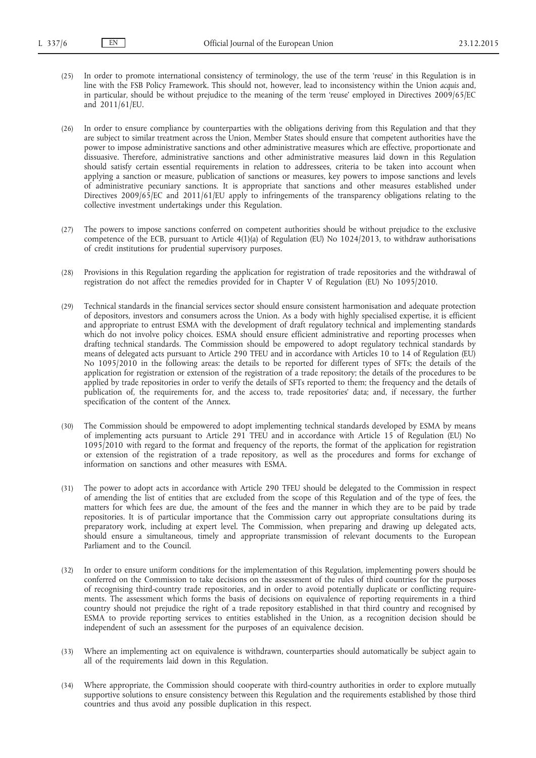(25) In order to promote international consistency of terminology, the use of the term 'reuse' in this Regulation is in line with the FSB Policy Framework. This should not, however, lead to inconsistency within the Union *acquis* and, in particular, should be without prejudice to the meaning of the term 'reuse' employed in Directives 2009/65/EC and 2011/61/EU.

(26) In order to ensure compliance by counterparties with the obligations deriving from this Regulation and that they are subject to similar treatment across the Union, Member States should ensure that competent authorities have the power to impose administrative sanctions and other administrative measures which are effective, proportionate and dissuasive. Therefore, administrative sanctions and other administrative measures laid down in this Regulation should satisfy certain essential requirements in relation to addressees, criteria to be taken into account when applying a sanction or measure, publication of sanctions or measures, key powers to impose sanctions and levels of administrative pecuniary sanctions. It is appropriate that sanctions and other measures established under Directives 2009/65/EC and 2011/61/EU apply to infringements of the transparency obligations relating to the collective investment undertakings under this Regulation.

(27) The powers to impose sanctions conferred on competent authorities should be without prejudice to the exclusive competence of the ECB, pursuant to Article 4(1)(a) of Regulation (EU) No 1024/2013, to withdraw authorisations of credit institutions for prudential supervisory purposes.

(28) Provisions in this Regulation regarding the application for registration of trade repositories and the withdrawal of registration do not affect the remedies provided for in Chapter V of Regulation (EU) No 1095/2010.

(29) Technical standards in the financial services sector should ensure consistent harmonisation and adequate protection of depositors, investors and consumers across the Union. As a body with highly specialised expertise, it is efficient and appropriate to entrust ESMA with the development of draft regulatory technical and implementing standards which do not involve policy choices. ESMA should ensure efficient administrative and reporting processes when drafting technical standards. The Commission should be empowered to adopt regulatory technical standards by means of delegated acts pursuant to Article 290 TFEU and in accordance with Articles 10 to 14 of Regulation (EU) No 1095/2010 in the following areas: the details to be reported for different types of SFTs; the details of the application for registration or extension of the registration of a trade repository; the details of the procedures to be applied by trade repositories in order to verify the details of SFTs reported to them; the frequency and the details of publication of, the requirements for, and the access to, trade repositories' data; and, if necessary, the further specification of the content of the Annex.

(30) The Commission should be empowered to adopt implementing technical standards developed by ESMA by means of implementing acts pursuant to Article 291 TFEU and in accordance with Article 15 of Regulation (EU) No 1095/2010 with regard to the format and frequency of the reports, the format of the application for registration or extension of the registration of a trade repository, as well as the procedures and forms for exchange of information on sanctions and other measures with ESMA.

(31) The power to adopt acts in accordance with Article 290 TFEU should be delegated to the Commission in respect of amending the list of entities that are excluded from the scope of this Regulation and of the type of fees, the matters for which fees are due, the amount of the fees and the manner in which they are to be paid by trade repositories. It is of particular importance that the Commission carry out appropriate consultations during its preparatory work, including at expert level. The Commission, when preparing and drawing up delegated acts, should ensure a simultaneous, timely and appropriate transmission of relevant documents to the European Parliament and to the Council.

(32) In order to ensure uniform conditions for the implementation of this Regulation, implementing powers should be conferred on the Commission to take decisions on the assessment of the rules of third countries for the purposes of recognising third-country trade repositories, and in order to avoid potentially duplicate or conflicting requirements. The assessment which forms the basis of decisions on equivalence of reporting requirements in a third country should not prejudice the right of a trade repository established in that third country and recognised by ESMA to provide reporting services to entities established in the Union, as a recognition decision should be independent of such an assessment for the purposes of an equivalence decision.

(33) Where an implementing act on equivalence is withdrawn, counterparties should automatically be subject again to all of the requirements laid down in this Regulation.

(34) Where appropriate, the Commission should cooperate with third-country authorities in order to explore mutually supportive solutions to ensure consistency between this Regulation and the requirements established by those third countries and thus avoid any possible duplication in this respect.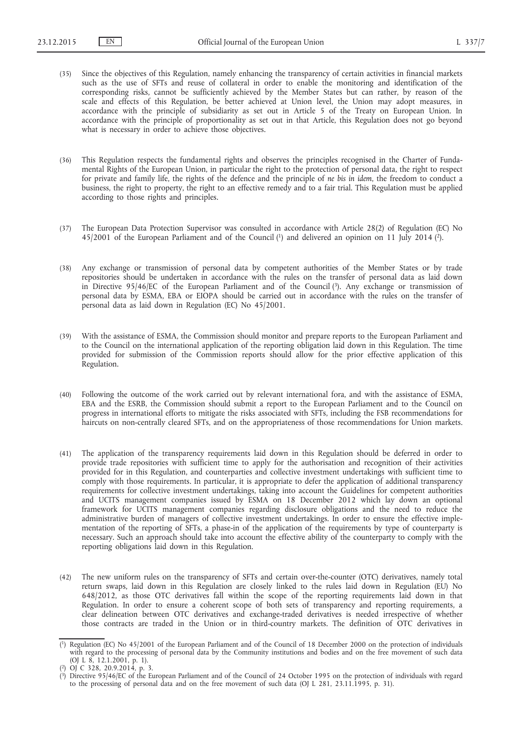(35) Since the objectives of this Regulation, namely enhancing the transparency of certain activities in financial markets such as the use of SFTs and reuse of collateral in order to enable the monitoring and identification of the corresponding risks, cannot be sufficiently achieved by the Member States but can rather, by reason of the scale and effects of this Regulation, be better achieved at Union level, the Union may adopt measures, in accordance with the principle of subsidiarity as set out in Article 5 of the Treaty on European Union. In accordance with the principle of proportionality as set out in that Article, this Regulation does not go beyond what is necessary in order to achieve those objectives.

(36) This Regulation respects the fundamental rights and observes the principles recognised in the Charter of Fundamental Rights of the European Union, in particular the right to the protection of personal data, the right to respect for private and family life, the rights of the defence and the principle of *ne bis in idem*, the freedom to conduct a business, the right to property, the right to an effective remedy and to a fair trial. This Regulation must be applied according to those rights and principles.

(37) The European Data Protection Supervisor was consulted in accordance with Article 28(2) of Regulation (EC) No 45/2001 of the European Parliament and of the Council [1] and delivered an opinion on 11 July 2014 [2].

(38) Any exchange or transmission of personal data by competent authorities of the Member States or by trade repositories should be undertaken in accordance with the rules on the transfer of personal data as laid down in Directive 95/46/EC of the European Parliament and of the Council [3]. Any exchange or transmission of personal data by ESMA, EBA or EIOPA should be carried out in accordance with the rules on the transfer of personal data as laid down in Regulation (EC) No 45/2001.

(39) With the assistance of ESMA, the Commission should monitor and prepare reports to the European Parliament and to the Council on the international application of the reporting obligation laid down in this Regulation. The time provided for submission of the Commission reports should allow for the prior effective application of this Regulation.

(40) Following the outcome of the work carried out by relevant international fora, and with the assistance of ESMA, EBA and the ESRB, the Commission should submit a report to the European Parliament and to the Council on progress in international efforts to mitigate the risks associated with SFTs, including the FSB recommendations for haircuts on non-centrally cleared SFTs, and on the appropriateness of those recommendations for Union markets.

(41) The application of the transparency requirements laid down in this Regulation should be deferred in order to provide trade repositories with sufficient time to apply for the authorisation and recognition of their activities provided for in this Regulation, and counterparties and collective investment undertakings with sufficient time to comply with those requirements. In particular, it is appropriate to defer the application of additional transparency requirements for collective investment undertakings, taking into account the Guidelines for competent authorities and UCITS management companies issued by ESMA on 18 December 2012 which lay down an optional framework for UCITS management companies regarding disclosure obligations and the need to reduce the administrative burden of managers of collective investment undertakings. In order to ensure the effective implementation of the reporting of SFTs, a phase-in of the application of the requirements by type of counterparty is necessary. Such an approach should take into account the effective ability of the counterparty to comply with the reporting obligations laid down in this Regulation.

(42) The new uniform rules on the transparency of SFTs and certain over-the-counter (OTC) derivatives, namely total return swaps, laid down in this Regulation are closely linked to the rules laid down in Regulation (EU) No 648/2012, as those OTC derivatives fall within the scope of the reporting requirements laid down in that Regulation. In order to ensure a coherent scope of both sets of transparency and reporting requirements, a clear delineation between OTC derivatives and exchange-traded derivatives is needed irrespective of whether those contracts are traded in the Union or in third-country markets. The definition of OTC derivatives in

---

[1] Regulation (EC) No 45/2001 of the European Parliament and of the Council of 18 December 2000 on the protection of individuals with regard to the processing of personal data by the Community institutions and bodies and on the free movement of such data (OJ L 8, 12.1.2001, p. 1).

[2] OJ C 328, 20.9.2014, p. 3.

[3] Directive 95/46/EC of the European Parliament and of the Council of 24 October 1995 on the protection of individuals with regard to the processing of personal data and on the free movement of such data (OJ L 281, 23.11.1995, p. 31).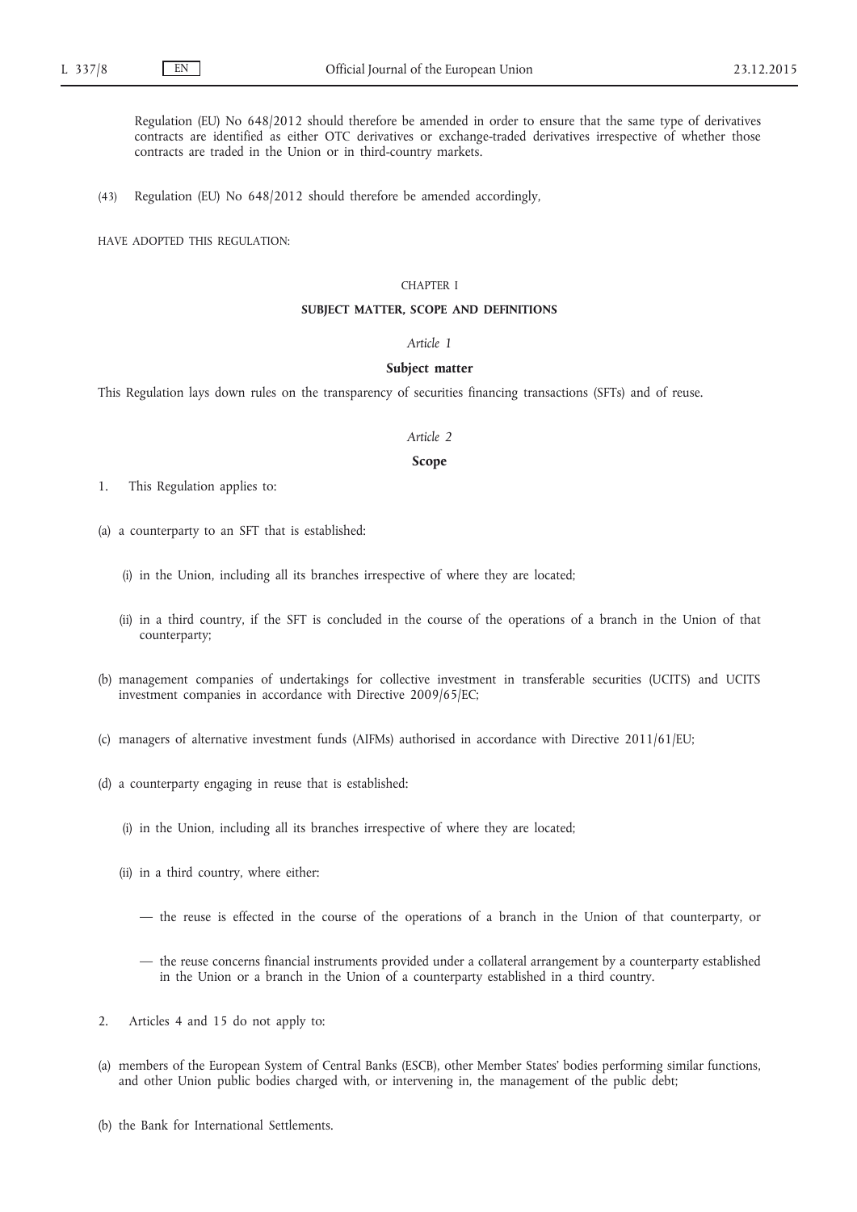Regulation (EU) No 648/2012 should therefore be amended in order to ensure that the same type of derivatives contracts are identified as either OTC derivatives or exchange-traded derivatives irrespective of whether those contracts are traded in the Union or in third-country markets.

(43) Regulation (EU) No 648/2012 should therefore be amended accordingly,

HAVE ADOPTED THIS REGULATION:

## CHAPTER I

## SUBJECT MATTER, SCOPE AND DEFINITIONS

### *Article 1*

### Subject matter

This Regulation lays down rules on the transparency of securities financing transactions (SFTs) and of reuse.

### *Article 2*

### Scope

1. This Regulation applies to:

(a) a counterparty to an SFT that is established:

(i) in the Union, including all its branches irrespective of where they are located;

(ii) in a third country, if the SFT is concluded in the course of the operations of a branch in the Union of that counterparty;

(b) management companies of undertakings for collective investment in transferable securities (UCITS) and UCITS investment companies in accordance with Directive 2009/65/EC;

(c) managers of alternative investment funds (AIFMs) authorised in accordance with Directive 2011/61/EU;

(d) a counterparty engaging in reuse that is established:

(i) in the Union, including all its branches irrespective of where they are located;

(ii) in a third country, where either:

— the reuse is effected in the course of the operations of a branch in the Union of that counterparty, or

— the reuse concerns financial instruments provided under a collateral arrangement by a counterparty established in the Union or a branch in the Union of a counterparty established in a third country.

2. Articles 4 and 15 do not apply to:

(a) members of the European System of Central Banks (ESCB), other Member States' bodies performing similar functions, and other Union public bodies charged with, or intervening in, the management of the public debt;

(b) the Bank for International Settlements.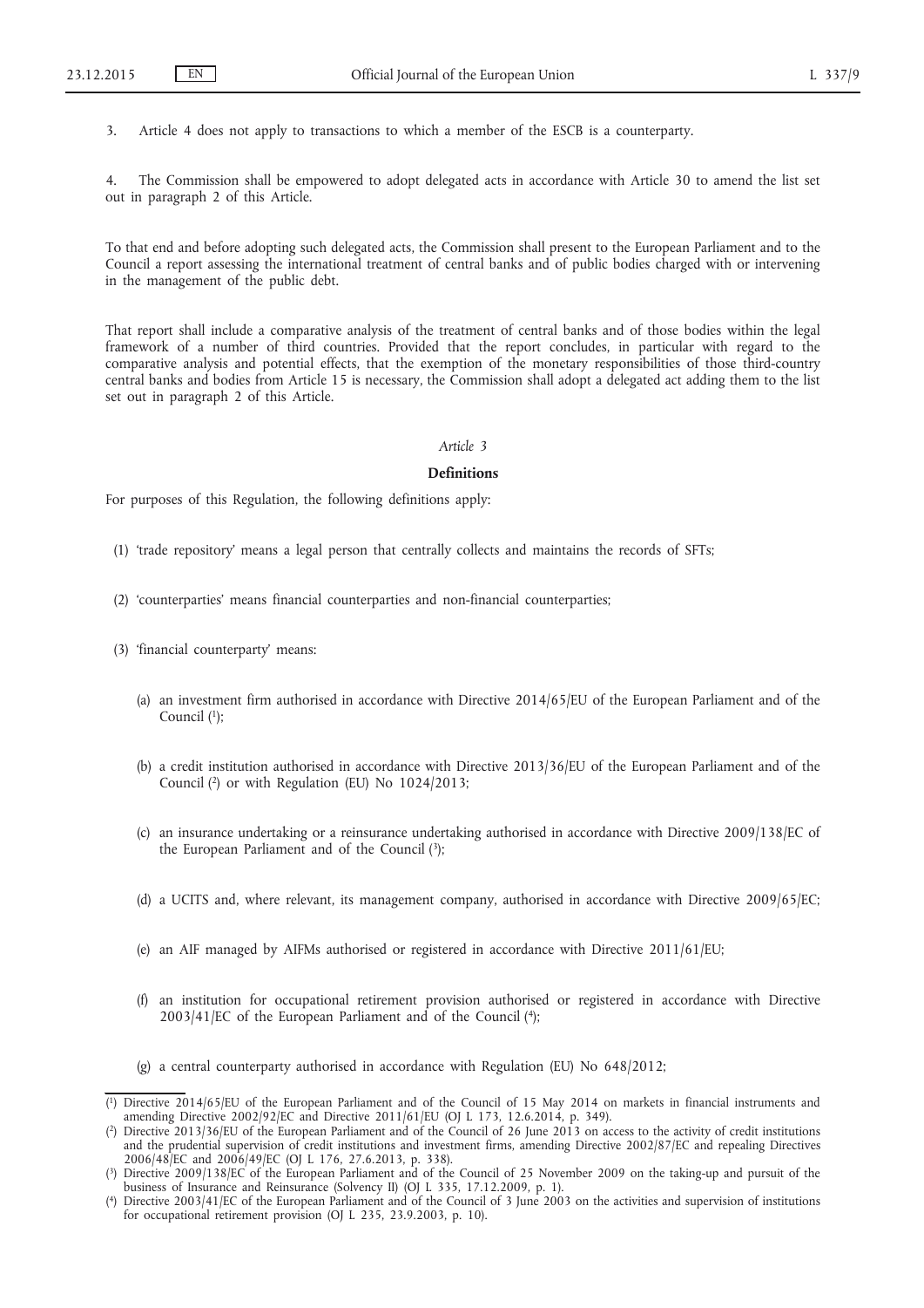3. Article 4 does not apply to transactions to which a member of the ESCB is a counterparty.

4. The Commission shall be empowered to adopt delegated acts in accordance with Article 30 to amend the list set out in paragraph 2 of this Article.

To that end and before adopting such delegated acts, the Commission shall present to the European Parliament and to the Council a report assessing the international treatment of central banks and of public bodies charged with or intervening in the management of the public debt.

That report shall include a comparative analysis of the treatment of central banks and of those bodies within the legal framework of a number of third countries. Provided that the report concludes, in particular with regard to the comparative analysis and potential effects, that the exemption of the monetary responsibilities of those third-country central banks and bodies from Article 15 is necessary, the Commission shall adopt a delegated act adding them to the list set out in paragraph 2 of this Article.

*Article 3*

**Definitions**

For purposes of this Regulation, the following definitions apply:

(1) 'trade repository' means a legal person that centrally collects and maintains the records of SFTs;

(2) 'counterparties' means financial counterparties and non-financial counterparties;

(3) 'financial counterparty' means:

(a) an investment firm authorised in accordance with Directive 2014/65/EU of the European Parliament and of the Council [1];

(b) a credit institution authorised in accordance with Directive 2013/36/EU of the European Parliament and of the Council [2] or with Regulation (EU) No 1024/2013;

(c) an insurance undertaking or a reinsurance undertaking authorised in accordance with Directive 2009/138/EC of the European Parliament and of the Council [3];

(d) a UCITS and, where relevant, its management company, authorised in accordance with Directive 2009/65/EC;

(e) an AIF managed by AIFMs authorised or registered in accordance with Directive 2011/61/EU;

(f) an institution for occupational retirement provision authorised or registered in accordance with Directive 2003/41/EC of the European Parliament and of the Council [4];

(g) a central counterparty authorised in accordance with Regulation (EU) No 648/2012;

---

[1] Directive 2014/65/EU of the European Parliament and of the Council of 15 May 2014 on markets in financial instruments and amending Directive 2002/92/EC and Directive 2011/61/EU (OJ L 173, 12.6.2014, p. 349).

[2] Directive 2013/36/EU of the European Parliament and of the Council of 26 June 2013 on access to the activity of credit institutions and the prudential supervision of credit institutions and investment firms, amending Directive 2002/87/EC and repealing Directives 2006/48/EC and 2006/49/EC (OJ L 176, 27.6.2013, p. 338).

[3] Directive 2009/138/EC of the European Parliament and of the Council of 25 November 2009 on the taking-up and pursuit of the business of Insurance and Reinsurance (Solvency II) (OJ L 335, 17.12.2009, p. 1).

[4] Directive 2003/41/EC of the European Parliament and of the Council of 3 June 2003 on the activities and supervision of institutions for occupational retirement provision (OJ L 235, 23.9.2003, p. 10).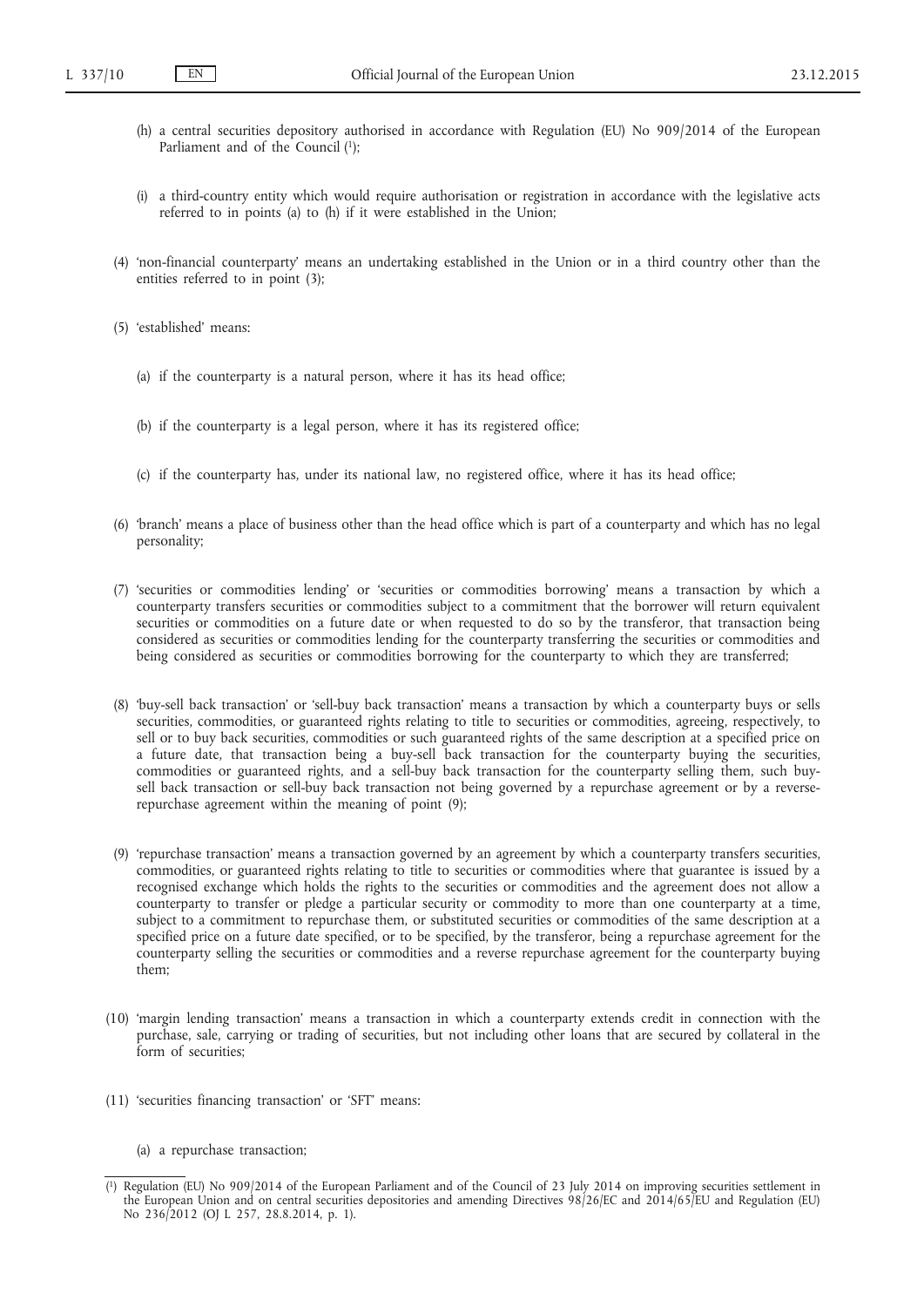(h) a central securities depository authorised in accordance with Regulation (EU) No 909/2014 of the European Parliament and of the Council [1];

(i) a third-country entity which would require authorisation or registration in accordance with the legislative acts referred to in points (a) to (h) if it were established in the Union;

(4) 'non-financial counterparty' means an undertaking established in the Union or in a third country other than the entities referred to in point (3);

(5) 'established' means:

(a) if the counterparty is a natural person, where it has its head office;

(b) if the counterparty is a legal person, where it has its registered office;

(c) if the counterparty has, under its national law, no registered office, where it has its head office;

(6) 'branch' means a place of business other than the head office which is part of a counterparty and which has no legal personality;

(7) 'securities or commodities lending' or 'securities or commodities borrowing' means a transaction by which a counterparty transfers securities or commodities subject to a commitment that the borrower will return equivalent securities or commodities on a future date or when requested to do so by the transferor, that transaction being considered as securities or commodities lending for the counterparty transferring the securities or commodities and being considered as securities or commodities borrowing for the counterparty to which they are transferred;

(8) 'buy-sell back transaction' or 'sell-buy back transaction' means a transaction by which a counterparty buys or sells securities, commodities, or guaranteed rights relating to title to securities or commodities, agreeing, respectively, to sell or to buy back securities, commodities or such guaranteed rights of the same description at a specified price on a future date, that transaction being a buy-sell back transaction for the counterparty buying the securities, commodities or guaranteed rights, and a sell-buy back transaction for the counterparty selling them, such buy-sell back transaction or sell-buy back transaction not being governed by a repurchase agreement or by a reverse-repurchase agreement within the meaning of point (9);

(9) 'repurchase transaction' means a transaction governed by an agreement by which a counterparty transfers securities, commodities, or guaranteed rights relating to title to securities or commodities where that guarantee is issued by a recognised exchange which holds the rights to the securities or commodities and the agreement does not allow a counterparty to transfer or pledge a particular security or commodity to more than one counterparty at a time, subject to a commitment to repurchase them, or substituted securities or commodities of the same description at a specified price on a future date specified, or to be specified, by the transferor, being a repurchase agreement for the counterparty selling the securities or commodities and a reverse repurchase agreement for the counterparty buying them;

(10) 'margin lending transaction' means a transaction in which a counterparty extends credit in connection with the purchase, sale, carrying or trading of securities, but not including other loans that are secured by collateral in the form of securities;

(11) 'securities financing transaction' or 'SFT' means:

(a) a repurchase transaction;

---

[1] Regulation (EU) No 909/2014 of the European Parliament and of the Council of 23 July 2014 on improving securities settlement in the European Union and on central securities depositories and amending Directives 98/26/EC and 2014/65/EU and Regulation (EU) No 236/2012 (OJ L 257, 28.8.2014, p. 1).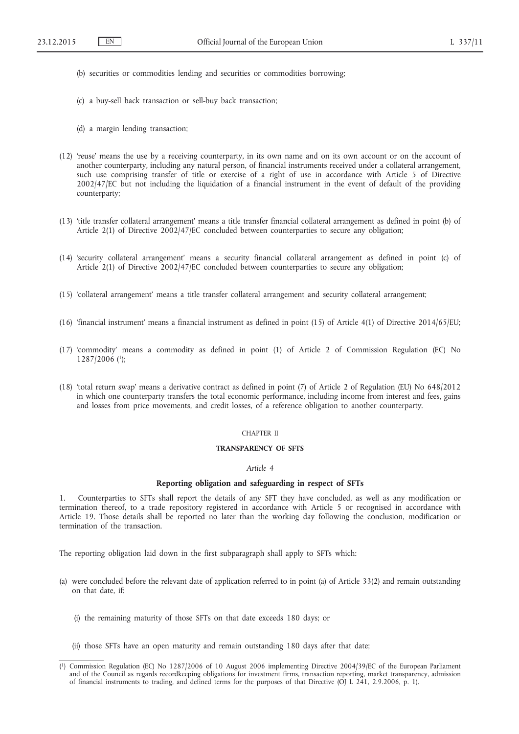(b) securities or commodities lending and securities or commodities borrowing;

(c) a buy-sell back transaction or sell-buy back transaction;

(d) a margin lending transaction;

(12) 'reuse' means the use by a receiving counterparty, in its own name and on its own account or on the account of another counterparty, including any natural person, of financial instruments received under a collateral arrangement, such use comprising transfer of title or exercise of a right of use in accordance with Article 5 of Directive 2002/47/EC but not including the liquidation of a financial instrument in the event of default of the providing counterparty;

(13) 'title transfer collateral arrangement' means a title transfer financial collateral arrangement as defined in point (b) of Article 2(1) of Directive 2002/47/EC concluded between counterparties to secure any obligation;

(14) 'security collateral arrangement' means a security financial collateral arrangement as defined in point (c) of Article 2(1) of Directive 2002/47/EC concluded between counterparties to secure any obligation;

(15) 'collateral arrangement' means a title transfer collateral arrangement and security collateral arrangement;

(16) 'financial instrument' means a financial instrument as defined in point (15) of Article 4(1) of Directive 2014/65/EU;

(17) 'commodity' means a commodity as defined in point (1) of Article 2 of Commission Regulation (EC) No 1287/2006 [1];

(18) 'total return swap' means a derivative contract as defined in point (7) of Article 2 of Regulation (EU) No 648/2012 in which one counterparty transfers the total economic performance, including income from interest and fees, gains and losses from price movements, and credit losses, of a reference obligation to another counterparty.

## CHAPTER II

## TRANSPARENCY OF SFTS

### *Article 4*

### Reporting obligation and safeguarding in respect of SFTs

1. Counterparties to SFTs shall report the details of any SFT they have concluded, as well as any modification or termination thereof, to a trade repository registered in accordance with Article 5 or recognised in accordance with Article 19. Those details shall be reported no later than the working day following the conclusion, modification or termination of the transaction.

The reporting obligation laid down in the first subparagraph shall apply to SFTs which:

(a) were concluded before the relevant date of application referred to in point (a) of Article 33(2) and remain outstanding on that date, if:

(i) the remaining maturity of those SFTs on that date exceeds 180 days; or

(ii) those SFTs have an open maturity and remain outstanding 180 days after that date;

---

[1] Commission Regulation (EC) No 1287/2006 of 10 August 2006 implementing Directive 2004/39/EC of the European Parliament and of the Council as regards recordkeeping obligations for investment firms, transaction reporting, market transparency, admission of financial instruments to trading, and defined terms for the purposes of that Directive (OJ L 241, 2.9.2006, p. 1).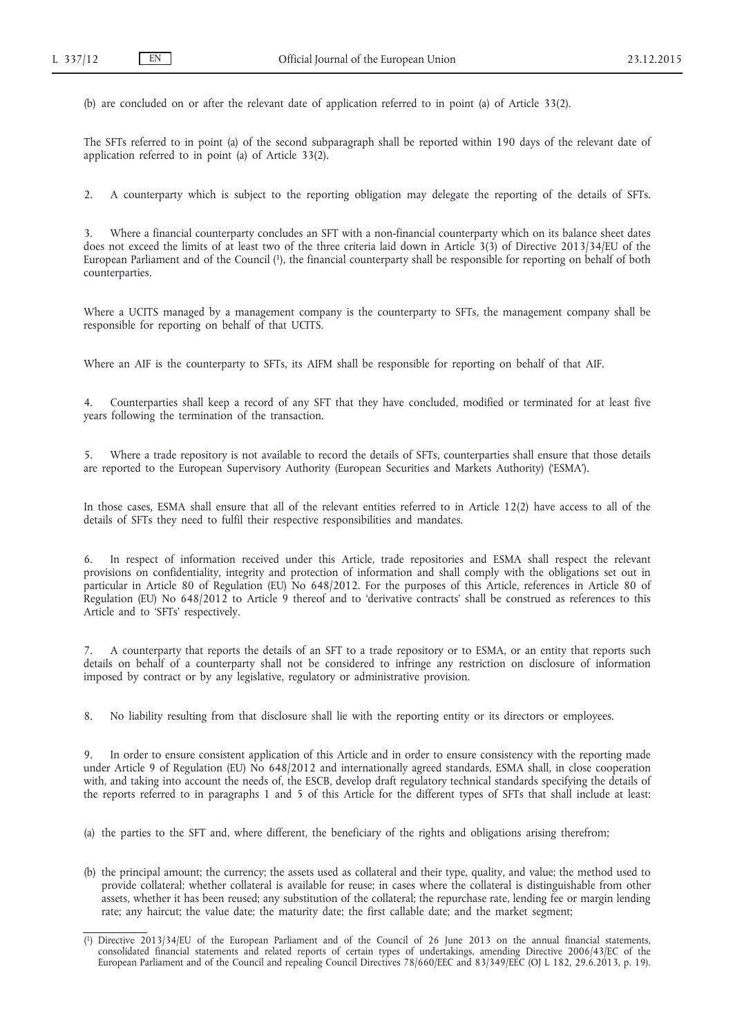(b) are concluded on or after the relevant date of application referred to in point (a) of Article 33(2).

The SFTs referred to in point (a) of the second subparagraph shall be reported within 190 days of the relevant date of application referred to in point (a) of Article 33(2).

2. A counterparty which is subject to the reporting obligation may delegate the reporting of the details of SFTs.

3. Where a financial counterparty concludes an SFT with a non-financial counterparty which on its balance sheet dates does not exceed the limits of at least two of the three criteria laid down in Article 3(3) of Directive 2013/34/EU of the European Parliament and of the Council [1], the financial counterparty shall be responsible for reporting on behalf of both counterparties.

Where a UCITS managed by a management company is the counterparty to SFTs, the management company shall be responsible for reporting on behalf of that UCITS.

Where an AIF is the counterparty to SFTs, its AIFM shall be responsible for reporting on behalf of that AIF.

4. Counterparties shall keep a record of any SFT that they have concluded, modified or terminated for at least five years following the termination of the transaction.

5. Where a trade repository is not available to record the details of SFTs, counterparties shall ensure that those details are reported to the European Supervisory Authority (European Securities and Markets Authority) ('ESMA').

In those cases, ESMA shall ensure that all of the relevant entities referred to in Article 12(2) have access to all of the details of SFTs they need to fulfil their respective responsibilities and mandates.

6. In respect of information received under this Article, trade repositories and ESMA shall respect the relevant provisions on confidentiality, integrity and protection of information and shall comply with the obligations set out in particular in Article 80 of Regulation (EU) No 648/2012. For the purposes of this Article, references in Article 80 of Regulation (EU) No 648/2012 to Article 9 thereof and to 'derivative contracts' shall be construed as references to this Article and to 'SFTs' respectively.

7. A counterparty that reports the details of an SFT to a trade repository or to ESMA, or an entity that reports such details on behalf of a counterparty shall not be considered to infringe any restriction on disclosure of information imposed by contract or by any legislative, regulatory or administrative provision.

8. No liability resulting from that disclosure shall lie with the reporting entity or its directors or employees.

9. In order to ensure consistent application of this Article and in order to ensure consistency with the reporting made under Article 9 of Regulation (EU) No 648/2012 and internationally agreed standards, ESMA shall, in close cooperation with, and taking into account the needs of, the ESCB, develop draft regulatory technical standards specifying the details of the reports referred to in paragraphs 1 and 5 of this Article for the different types of SFTs that shall include at least:

(a) the parties to the SFT and, where different, the beneficiary of the rights and obligations arising therefrom;

(b) the principal amount; the currency; the assets used as collateral and their type, quality, and value; the method used to provide collateral; whether collateral is available for reuse; in cases where the collateral is distinguishable from other assets, whether it has been reused; any substitution of the collateral; the repurchase rate, lending fee or margin lending rate; any haircut; the value date; the maturity date; the first callable date; and the market segment;

---

[1] Directive 2013/34/EU of the European Parliament and of the Council of 26 June 2013 on the annual financial statements, consolidated financial statements and related reports of certain types of undertakings, amending Directive 2006/43/EC of the European Parliament and of the Council and repealing Council Directives 78/660/EEC and 83/349/EEC (OJ L 182, 29.6.2013, p. 19).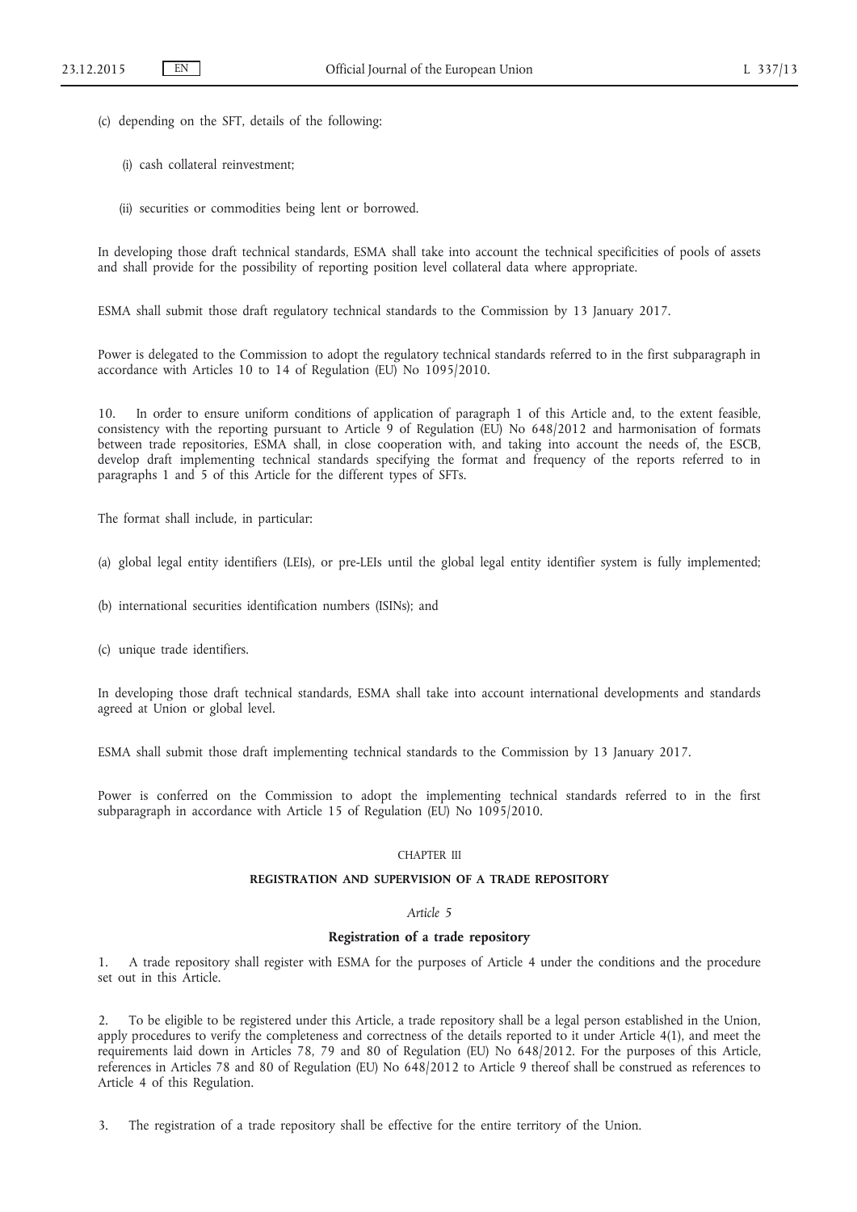(c) depending on the SFT, details of the following:

(i) cash collateral reinvestment;

(ii) securities or commodities being lent or borrowed.

In developing those draft technical standards, ESMA shall take into account the technical specificities of pools of assets and shall provide for the possibility of reporting position level collateral data where appropriate.

ESMA shall submit those draft regulatory technical standards to the Commission by 13 January 2017.

Power is delegated to the Commission to adopt the regulatory technical standards referred to in the first subparagraph in accordance with Articles 10 to 14 of Regulation (EU) No 1095/2010.

10. In order to ensure uniform conditions of application of paragraph 1 of this Article and, to the extent feasible, consistency with the reporting pursuant to Article 9 of Regulation (EU) No 648/2012 and harmonisation of formats between trade repositories, ESMA shall, in close cooperation with, and taking into account the needs of, the ESCB, develop draft implementing technical standards specifying the format and frequency of the reports referred to in paragraphs 1 and 5 of this Article for the different types of SFTs.

The format shall include, in particular:

(a) global legal entity identifiers (LEIs), or pre-LEIs until the global legal entity identifier system is fully implemented;

(b) international securities identification numbers (ISINs); and

(c) unique trade identifiers.

In developing those draft technical standards, ESMA shall take into account international developments and standards agreed at Union or global level.

ESMA shall submit those draft implementing technical standards to the Commission by 13 January 2017.

Power is conferred on the Commission to adopt the implementing technical standards referred to in the first subparagraph in accordance with Article 15 of Regulation (EU) No 1095/2010.

## CHAPTER III

## REGISTRATION AND SUPERVISION OF A TRADE REPOSITORY

### *Article 5*

### **Registration of a trade repository**

1. A trade repository shall register with ESMA for the purposes of Article 4 under the conditions and the procedure set out in this Article.

2. To be eligible to be registered under this Article, a trade repository shall be a legal person established in the Union, apply procedures to verify the completeness and correctness of the details reported to it under Article 4(1), and meet the requirements laid down in Articles 78, 79 and 80 of Regulation (EU) No 648/2012. For the purposes of this Article, references in Articles 78 and 80 of Regulation (EU) No 648/2012 to Article 9 thereof shall be construed as references to Article 4 of this Regulation.

3. The registration of a trade repository shall be effective for the entire territory of the Union.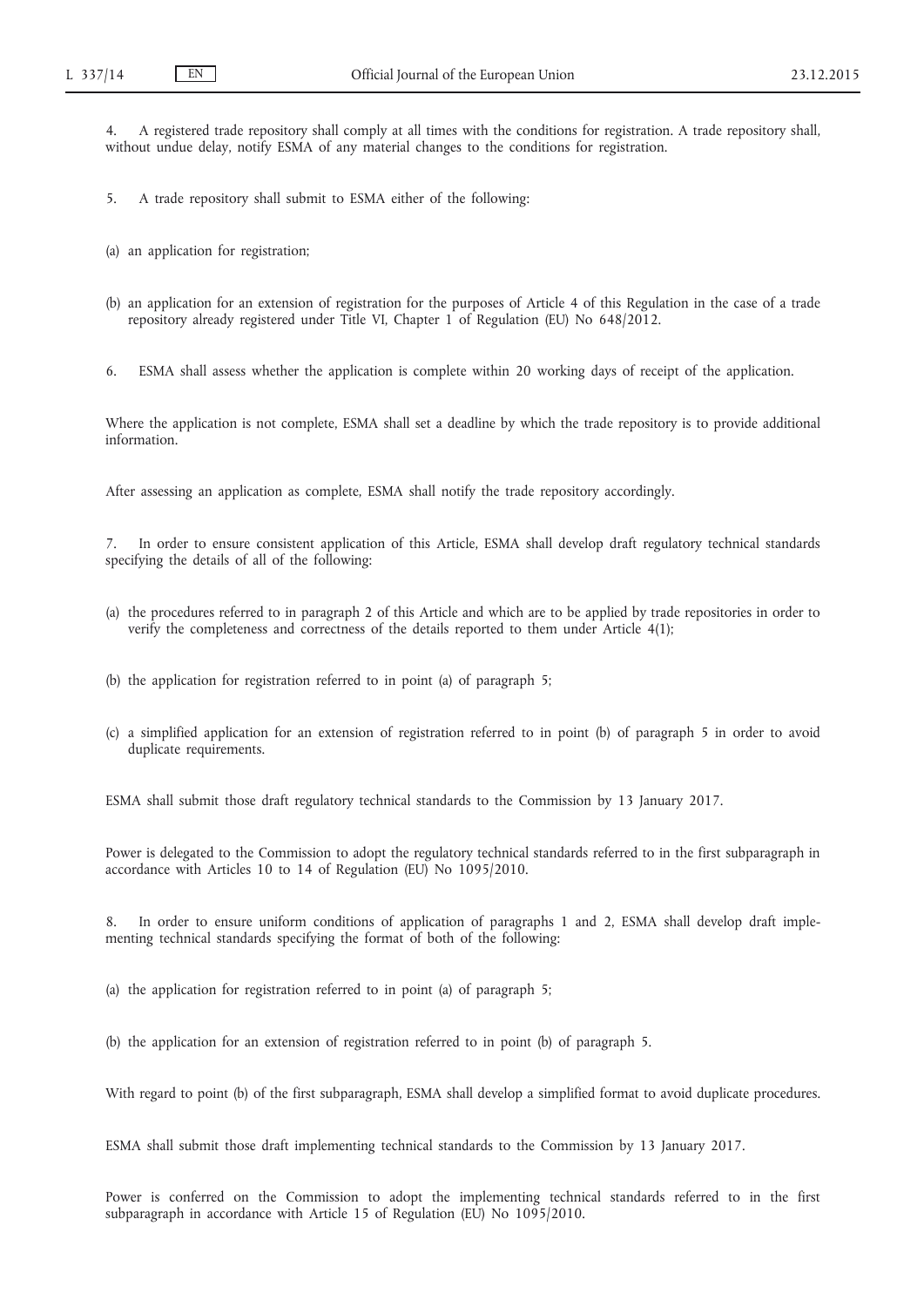4. A registered trade repository shall comply at all times with the conditions for registration. A trade repository shall, without undue delay, notify ESMA of any material changes to the conditions for registration.

5. A trade repository shall submit to ESMA either of the following:

(a) an application for registration;

(b) an application for an extension of registration for the purposes of Article 4 of this Regulation in the case of a trade repository already registered under Title VI, Chapter 1 of Regulation (EU) No 648/2012.

6. ESMA shall assess whether the application is complete within 20 working days of receipt of the application.

Where the application is not complete, ESMA shall set a deadline by which the trade repository is to provide additional information.

After assessing an application as complete, ESMA shall notify the trade repository accordingly.

7. In order to ensure consistent application of this Article, ESMA shall develop draft regulatory technical standards specifying the details of all of the following:

(a) the procedures referred to in paragraph 2 of this Article and which are to be applied by trade repositories in order to verify the completeness and correctness of the details reported to them under Article 4(1);

(b) the application for registration referred to in point (a) of paragraph 5;

(c) a simplified application for an extension of registration referred to in point (b) of paragraph 5 in order to avoid duplicate requirements.

ESMA shall submit those draft regulatory technical standards to the Commission by 13 January 2017.

Power is delegated to the Commission to adopt the regulatory technical standards referred to in the first subparagraph in accordance with Articles 10 to 14 of Regulation (EU) No 1095/2010.

8. In order to ensure uniform conditions of application of paragraphs 1 and 2, ESMA shall develop draft implementing technical standards specifying the format of both of the following:

(a) the application for registration referred to in point (a) of paragraph 5;

(b) the application for an extension of registration referred to in point (b) of paragraph 5.

With regard to point (b) of the first subparagraph, ESMA shall develop a simplified format to avoid duplicate procedures.

ESMA shall submit those draft implementing technical standards to the Commission by 13 January 2017.

Power is conferred on the Commission to adopt the implementing technical standards referred to in the first subparagraph in accordance with Article 15 of Regulation (EU) No 1095/2010.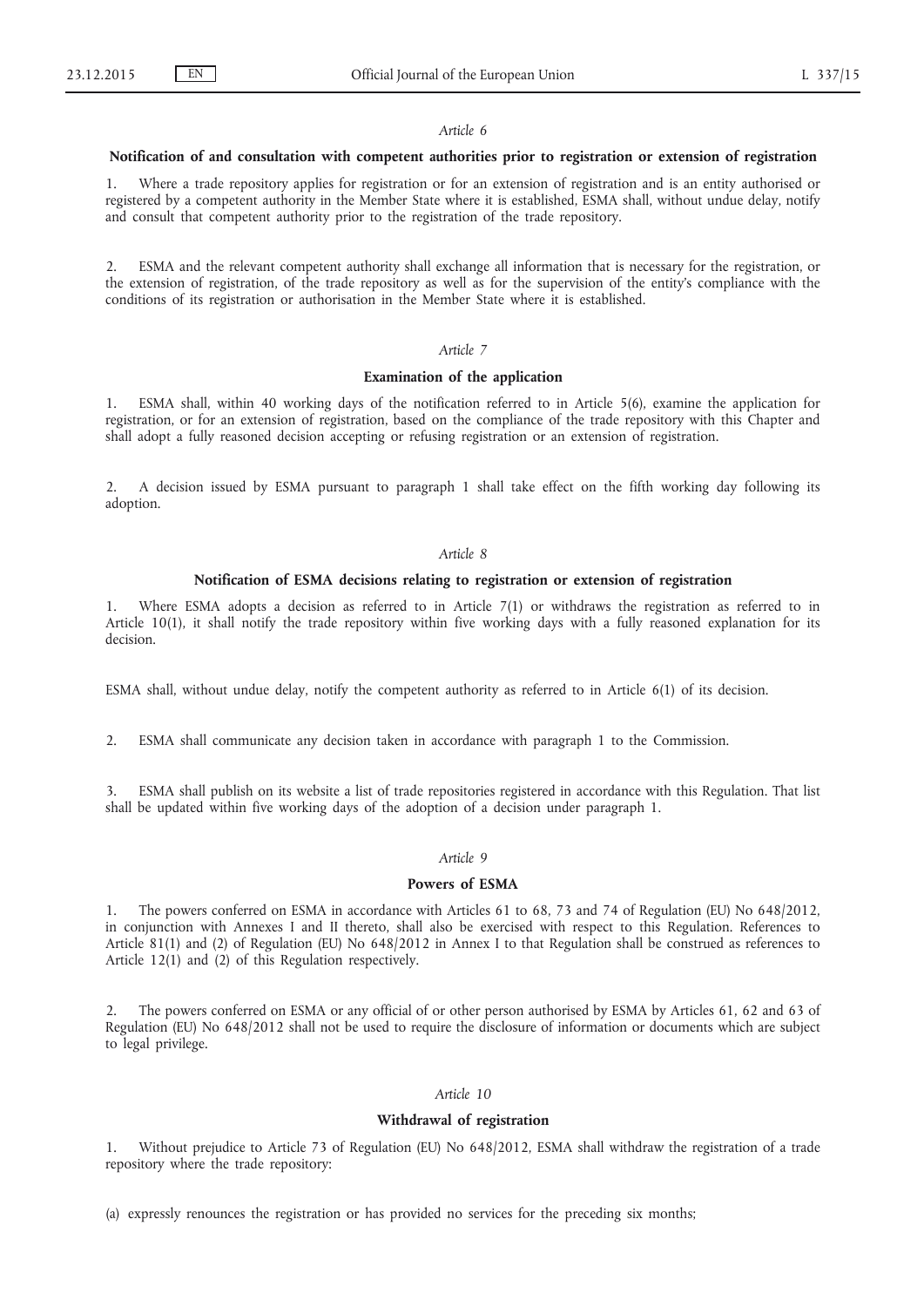*Article 6*

**Notification of and consultation with competent authorities prior to registration or extension of registration**

1. Where a trade repository applies for registration or for an extension of registration and is an entity authorised or registered by a competent authority in the Member State where it is established, ESMA shall, without undue delay, notify and consult that competent authority prior to the registration of the trade repository.

2. ESMA and the relevant competent authority shall exchange all information that is necessary for the registration, or the extension of registration, of the trade repository as well as for the supervision of the entity's compliance with the conditions of its registration or authorisation in the Member State where it is established.

*Article 7*

**Examination of the application**

1. ESMA shall, within 40 working days of the notification referred to in Article 5(6), examine the application for registration, or for an extension of registration, based on the compliance of the trade repository with this Chapter and shall adopt a fully reasoned decision accepting or refusing registration or an extension of registration.

2. A decision issued by ESMA pursuant to paragraph 1 shall take effect on the fifth working day following its adoption.

*Article 8*

**Notification of ESMA decisions relating to registration or extension of registration**

1. Where ESMA adopts a decision as referred to in Article 7(1) or withdraws the registration as referred to in Article 10(1), it shall notify the trade repository within five working days with a fully reasoned explanation for its decision.

ESMA shall, without undue delay, notify the competent authority as referred to in Article 6(1) of its decision.

2. ESMA shall communicate any decision taken in accordance with paragraph 1 to the Commission.

3. ESMA shall publish on its website a list of trade repositories registered in accordance with this Regulation. That list shall be updated within five working days of the adoption of a decision under paragraph 1.

*Article 9*

**Powers of ESMA**

1. The powers conferred on ESMA in accordance with Articles 61 to 68, 73 and 74 of Regulation (EU) No 648/2012, in conjunction with Annexes I and II thereto, shall also be exercised with respect to this Regulation. References to Article 81(1) and (2) of Regulation (EU) No 648/2012 in Annex I to that Regulation shall be construed as references to Article 12(1) and (2) of this Regulation respectively.

2. The powers conferred on ESMA or any official of or other person authorised by ESMA by Articles 61, 62 and 63 of Regulation (EU) No 648/2012 shall not be used to require the disclosure of information or documents which are subject to legal privilege.

*Article 10*

**Withdrawal of registration**

1. Without prejudice to Article 73 of Regulation (EU) No 648/2012, ESMA shall withdraw the registration of a trade repository where the trade repository:

(a) expressly renounces the registration or has provided no services for the preceding six months;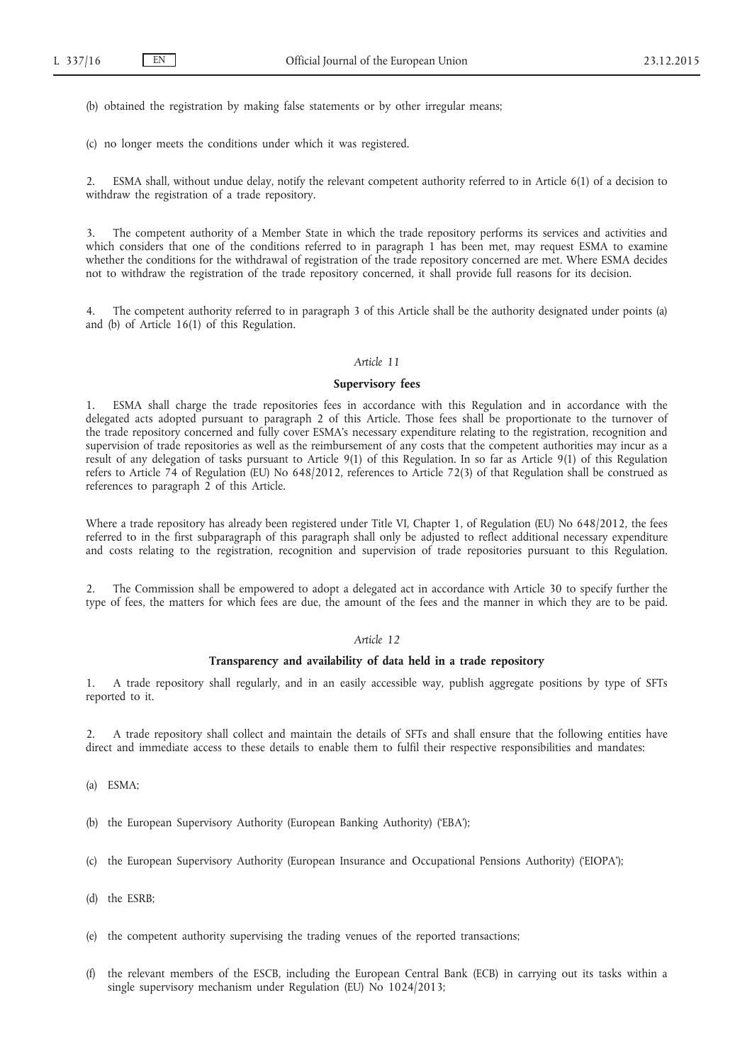(b) obtained the registration by making false statements or by other irregular means;

(c) no longer meets the conditions under which it was registered.

2. ESMA shall, without undue delay, notify the relevant competent authority referred to in Article 6(1) of a decision to withdraw the registration of a trade repository.

3. The competent authority of a Member State in which the trade repository performs its services and activities and which considers that one of the conditions referred to in paragraph 1 has been met, may request ESMA to examine whether the conditions for the withdrawal of registration of the trade repository concerned are met. Where ESMA decides not to withdraw the registration of the trade repository concerned, it shall provide full reasons for its decision.

4. The competent authority referred to in paragraph 3 of this Article shall be the authority designated under points (a) and (b) of Article 16(1) of this Regulation.

*Article 11*

**Supervisory fees**

1. ESMA shall charge the trade repositories fees in accordance with this Regulation and in accordance with the delegated acts adopted pursuant to paragraph 2 of this Article. Those fees shall be proportionate to the turnover of the trade repository concerned and fully cover ESMA's necessary expenditure relating to the registration, recognition and supervision of trade repositories as well as the reimbursement of any costs that the competent authorities may incur as a result of any delegation of tasks pursuant to Article 9(1) of this Regulation. In so far as Article 9(1) of this Regulation refers to Article 74 of Regulation (EU) No 648/2012, references to Article 72(3) of that Regulation shall be construed as references to paragraph 2 of this Article.

Where a trade repository has already been registered under Title VI, Chapter 1, of Regulation (EU) No 648/2012, the fees referred to in the first subparagraph of this paragraph shall only be adjusted to reflect additional necessary expenditure and costs relating to the registration, recognition and supervision of trade repositories pursuant to this Regulation.

2. The Commission shall be empowered to adopt a delegated act in accordance with Article 30 to specify further the type of fees, the matters for which fees are due, the amount of the fees and the manner in which they are to be paid.

*Article 12*

**Transparency and availability of data held in a trade repository**

1. A trade repository shall regularly, and in an easily accessible way, publish aggregate positions by type of SFTs reported to it.

2. A trade repository shall collect and maintain the details of SFTs and shall ensure that the following entities have direct and immediate access to these details to enable them to fulfil their respective responsibilities and mandates:

(a) ESMA;

(b) the European Supervisory Authority (European Banking Authority) ('EBA');

(c) the European Supervisory Authority (European Insurance and Occupational Pensions Authority) ('EIOPA');

(d) the ESRB;

(e) the competent authority supervising the trading venues of the reported transactions;

(f) the relevant members of the ESCB, including the European Central Bank (ECB) in carrying out its tasks within a single supervisory mechanism under Regulation (EU) No 1024/2013;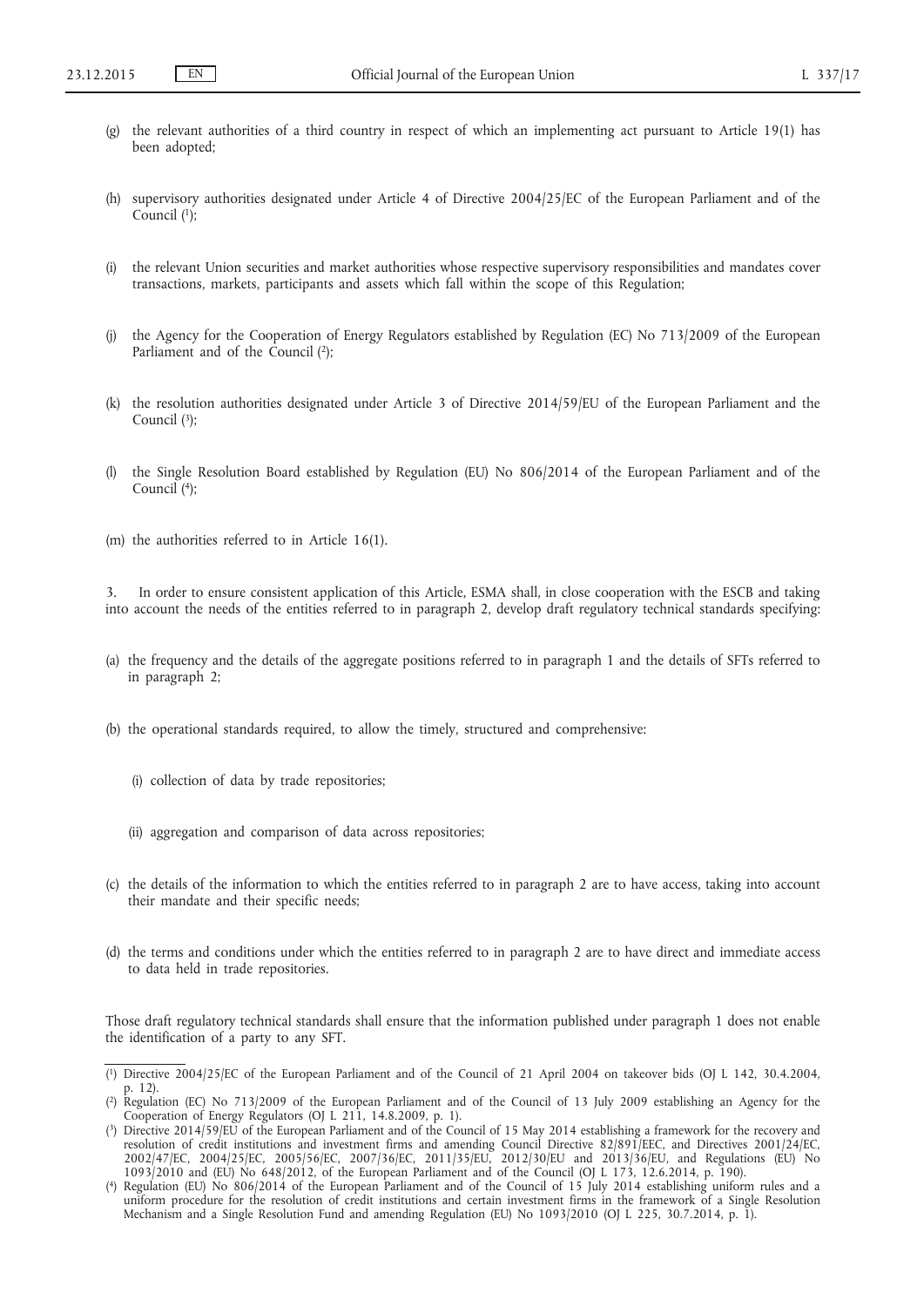(g) the relevant authorities of a third country in respect of which an implementing act pursuant to Article 19(1) has been adopted;

(h) supervisory authorities designated under Article 4 of Directive 2004/25/EC of the European Parliament and of the Council [1];

(i) the relevant Union securities and market authorities whose respective supervisory responsibilities and mandates cover transactions, markets, participants and assets which fall within the scope of this Regulation;

(j) the Agency for the Cooperation of Energy Regulators established by Regulation (EC) No 713/2009 of the European Parliament and of the Council [2];

(k) the resolution authorities designated under Article 3 of Directive 2014/59/EU of the European Parliament and the Council [3];

(l) the Single Resolution Board established by Regulation (EU) No 806/2014 of the European Parliament and of the Council [4];

(m) the authorities referred to in Article 16(1).

3. In order to ensure consistent application of this Article, ESMA shall, in close cooperation with the ESCB and taking into account the needs of the entities referred to in paragraph 2, develop draft regulatory technical standards specifying:

(a) the frequency and the details of the aggregate positions referred to in paragraph 1 and the details of SFTs referred to in paragraph 2;

(b) the operational standards required, to allow the timely, structured and comprehensive:

(i) collection of data by trade repositories;

(ii) aggregation and comparison of data across repositories;

(c) the details of the information to which the entities referred to in paragraph 2 are to have access, taking into account their mandate and their specific needs;

(d) the terms and conditions under which the entities referred to in paragraph 2 are to have direct and immediate access to data held in trade repositories.

Those draft regulatory technical standards shall ensure that the information published under paragraph 1 does not enable the identification of a party to any SFT.

---

[1] Directive 2004/25/EC of the European Parliament and of the Council of 21 April 2004 on takeover bids (OJ L 142, 30.4.2004, p. 12).

[2] Regulation (EC) No 713/2009 of the European Parliament and of the Council of 13 July 2009 establishing an Agency for the Cooperation of Energy Regulators (OJ L 211, 14.8.2009, p. 1).

[3] Directive 2014/59/EU of the European Parliament and of the Council of 15 May 2014 establishing a framework for the recovery and resolution of credit institutions and investment firms and amending Council Directive 82/891/EEC, and Directives 2001/24/EC, 2002/47/EC, 2004/25/EC, 2005/56/EC, 2007/36/EC, 2011/35/EU, 2012/30/EU and 2013/36/EU, and Regulations (EU) No 1093/2010 and (EU) No 648/2012, of the European Parliament and of the Council (OJ L 173, 12.6.2014, p. 190).

[4] Regulation (EU) No 806/2014 of the European Parliament and of the Council of 15 July 2014 establishing uniform rules and a uniform procedure for the resolution of credit institutions and certain investment firms in the framework of a Single Resolution Mechanism and a Single Resolution Fund and amending Regulation (EU) No 1093/2010 (OJ L 225, 30.7.2014, p. 1).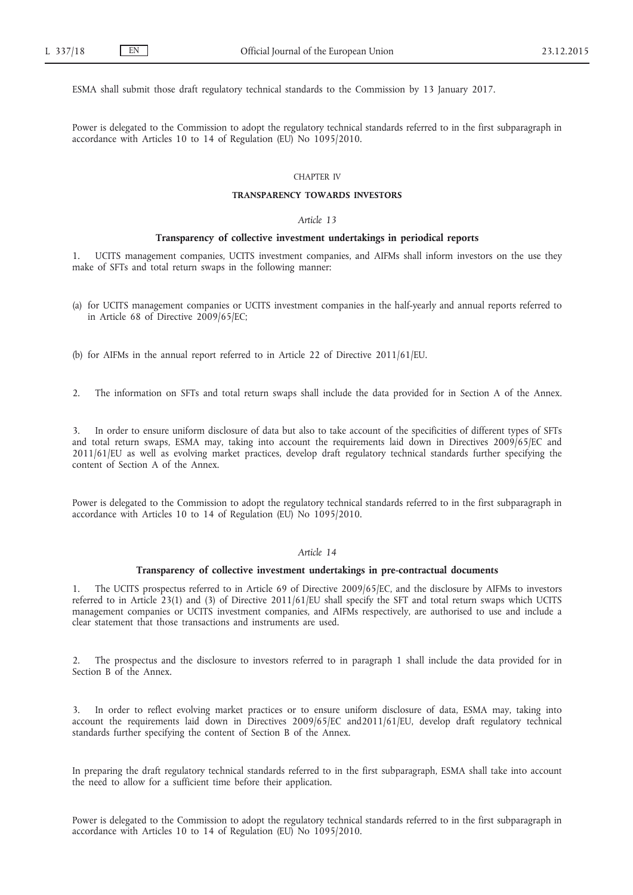ESMA shall submit those draft regulatory technical standards to the Commission by 13 January 2017.

Power is delegated to the Commission to adopt the regulatory technical standards referred to in the first subparagraph in accordance with Articles 10 to 14 of Regulation (EU) No 1095/2010.

## CHAPTER IV

## TRANSPARENCY TOWARDS INVESTORS

### *Article 13*

### Transparency of collective investment undertakings in periodical reports

1. UCITS management companies, UCITS investment companies, and AIFMs shall inform investors on the use they make of SFTs and total return swaps in the following manner:

(a) for UCITS management companies or UCITS investment companies in the half-yearly and annual reports referred to in Article 68 of Directive 2009/65/EC;

(b) for AIFMs in the annual report referred to in Article 22 of Directive 2011/61/EU.

2. The information on SFTs and total return swaps shall include the data provided for in Section A of the Annex.

3. In order to ensure uniform disclosure of data but also to take account of the specificities of different types of SFTs and total return swaps, ESMA may, taking into account the requirements laid down in Directives 2009/65/EC and 2011/61/EU as well as evolving market practices, develop draft regulatory technical standards further specifying the content of Section A of the Annex.

Power is delegated to the Commission to adopt the regulatory technical standards referred to in the first subparagraph in accordance with Articles 10 to 14 of Regulation (EU) No 1095/2010.

### *Article 14*

### Transparency of collective investment undertakings in pre-contractual documents

1. The UCITS prospectus referred to in Article 69 of Directive 2009/65/EC, and the disclosure by AIFMs to investors referred to in Article 23(1) and (3) of Directive 2011/61/EU shall specify the SFT and total return swaps which UCITS management companies or UCITS investment companies, and AIFMs respectively, are authorised to use and include a clear statement that those transactions and instruments are used.

2. The prospectus and the disclosure to investors referred to in paragraph 1 shall include the data provided for in Section B of the Annex.

3. In order to reflect evolving market practices or to ensure uniform disclosure of data, ESMA may, taking into account the requirements laid down in Directives 2009/65/EC and2011/61/EU, develop draft regulatory technical standards further specifying the content of Section B of the Annex.

In preparing the draft regulatory technical standards referred to in the first subparagraph, ESMA shall take into account the need to allow for a sufficient time before their application.

Power is delegated to the Commission to adopt the regulatory technical standards referred to in the first subparagraph in accordance with Articles 10 to 14 of Regulation (EU) No 1095/2010.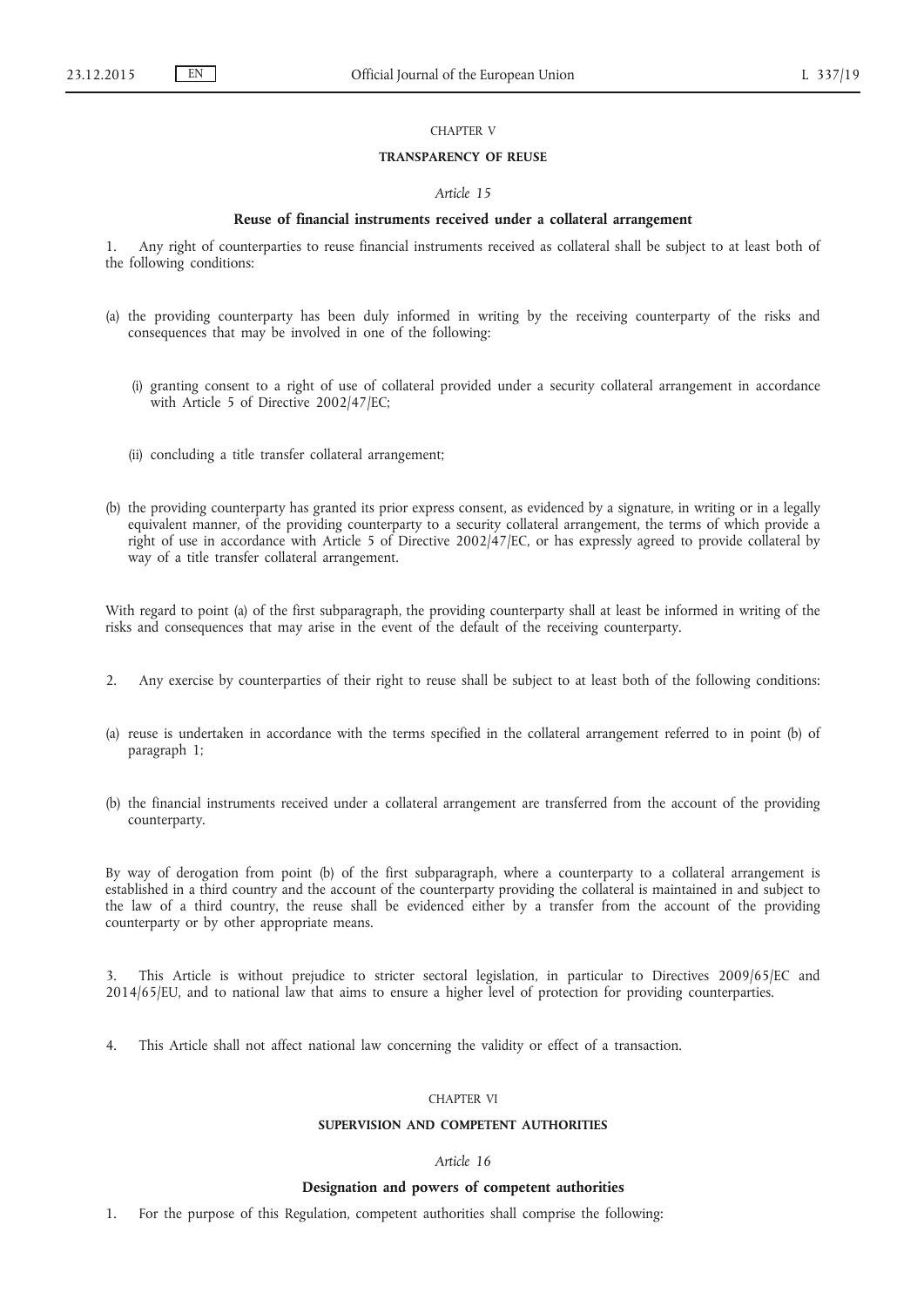CHAPTER V

## TRANSPARENCY OF REUSE

*Article 15*

### Reuse of financial instruments received under a collateral arrangement

1. Any right of counterparties to reuse financial instruments received as collateral shall be subject to at least both of the following conditions:

(a) the providing counterparty has been duly informed in writing by the receiving counterparty of the risks and consequences that may be involved in one of the following:

   (i) granting consent to a right of use of collateral provided under a security collateral arrangement in accordance with Article 5 of Directive 2002/47/EC;

   (ii) concluding a title transfer collateral arrangement;

(b) the providing counterparty has granted its prior express consent, as evidenced by a signature, in writing or in a legally equivalent manner, of the providing counterparty to a security collateral arrangement, the terms of which provide a right of use in accordance with Article 5 of Directive 2002/47/EC, or has expressly agreed to provide collateral by way of a title transfer collateral arrangement.

With regard to point (a) of the first subparagraph, the providing counterparty shall at least be informed in writing of the risks and consequences that may arise in the event of the default of the receiving counterparty.

2. Any exercise by counterparties of their right to reuse shall be subject to at least both of the following conditions:

(a) reuse is undertaken in accordance with the terms specified in the collateral arrangement referred to in point (b) of paragraph 1;

(b) the financial instruments received under a collateral arrangement are transferred from the account of the providing counterparty.

By way of derogation from point (b) of the first subparagraph, where a counterparty to a collateral arrangement is established in a third country and the account of the counterparty providing the collateral is maintained in and subject to the law of a third country, the reuse shall be evidenced either by a transfer from the account of the providing counterparty or by other appropriate means.

3. This Article is without prejudice to stricter sectoral legislation, in particular to Directives 2009/65/EC and 2014/65/EU, and to national law that aims to ensure a higher level of protection for providing counterparties.

4. This Article shall not affect national law concerning the validity or effect of a transaction.

CHAPTER VI

## SUPERVISION AND COMPETENT AUTHORITIES

*Article 16*

### Designation and powers of competent authorities

1. For the purpose of this Regulation, competent authorities shall comprise the following: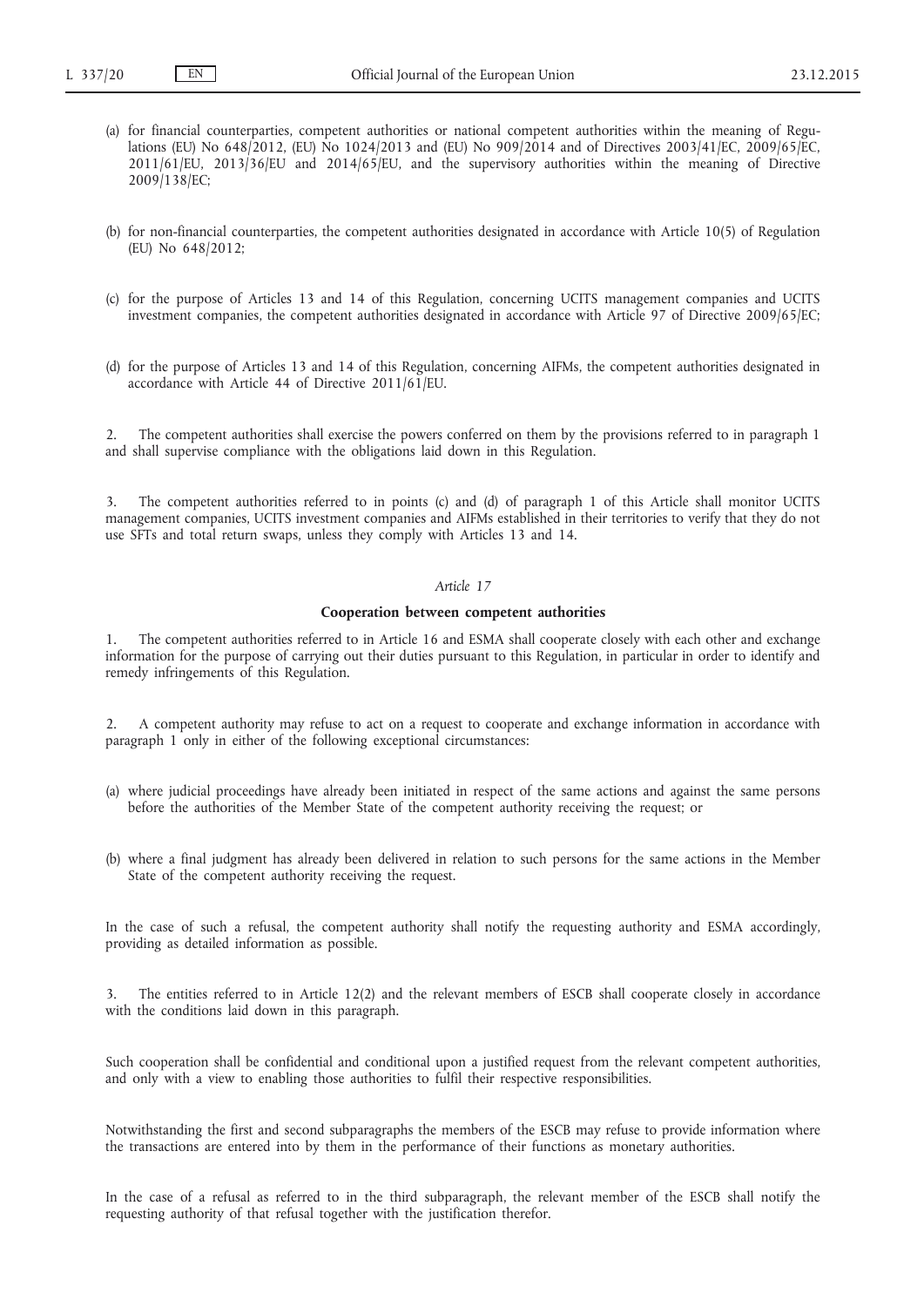(a) for financial counterparties, competent authorities or national competent authorities within the meaning of Regulations (EU) No 648/2012, (EU) No 1024/2013 and (EU) No 909/2014 and of Directives 2003/41/EC, 2009/65/EC, 2011/61/EU, 2013/36/EU and 2014/65/EU, and the supervisory authorities within the meaning of Directive 2009/138/EC;

(b) for non-financial counterparties, the competent authorities designated in accordance with Article 10(5) of Regulation (EU) No 648/2012;

(c) for the purpose of Articles 13 and 14 of this Regulation, concerning UCITS management companies and UCITS investment companies, the competent authorities designated in accordance with Article 97 of Directive 2009/65/EC;

(d) for the purpose of Articles 13 and 14 of this Regulation, concerning AIFMs, the competent authorities designated in accordance with Article 44 of Directive 2011/61/EU.

2. The competent authorities shall exercise the powers conferred on them by the provisions referred to in paragraph 1 and shall supervise compliance with the obligations laid down in this Regulation.

3. The competent authorities referred to in points (c) and (d) of paragraph 1 of this Article shall monitor UCITS management companies, UCITS investment companies and AIFMs established in their territories to verify that they do not use SFTs and total return swaps, unless they comply with Articles 13 and 14.

*Article 17*

**Cooperation between competent authorities**

1. The competent authorities referred to in Article 16 and ESMA shall cooperate closely with each other and exchange information for the purpose of carrying out their duties pursuant to this Regulation, in particular in order to identify and remedy infringements of this Regulation.

2. A competent authority may refuse to act on a request to cooperate and exchange information in accordance with paragraph 1 only in either of the following exceptional circumstances:

(a) where judicial proceedings have already been initiated in respect of the same actions and against the same persons before the authorities of the Member State of the competent authority receiving the request; or

(b) where a final judgment has already been delivered in relation to such persons for the same actions in the Member State of the competent authority receiving the request.

In the case of such a refusal, the competent authority shall notify the requesting authority and ESMA accordingly, providing as detailed information as possible.

3. The entities referred to in Article 12(2) and the relevant members of ESCB shall cooperate closely in accordance with the conditions laid down in this paragraph.

Such cooperation shall be confidential and conditional upon a justified request from the relevant competent authorities, and only with a view to enabling those authorities to fulfil their respective responsibilities.

Notwithstanding the first and second subparagraphs the members of the ESCB may refuse to provide information where the transactions are entered into by them in the performance of their functions as monetary authorities.

In the case of a refusal as referred to in the third subparagraph, the relevant member of the ESCB shall notify the requesting authority of that refusal together with the justification therefor.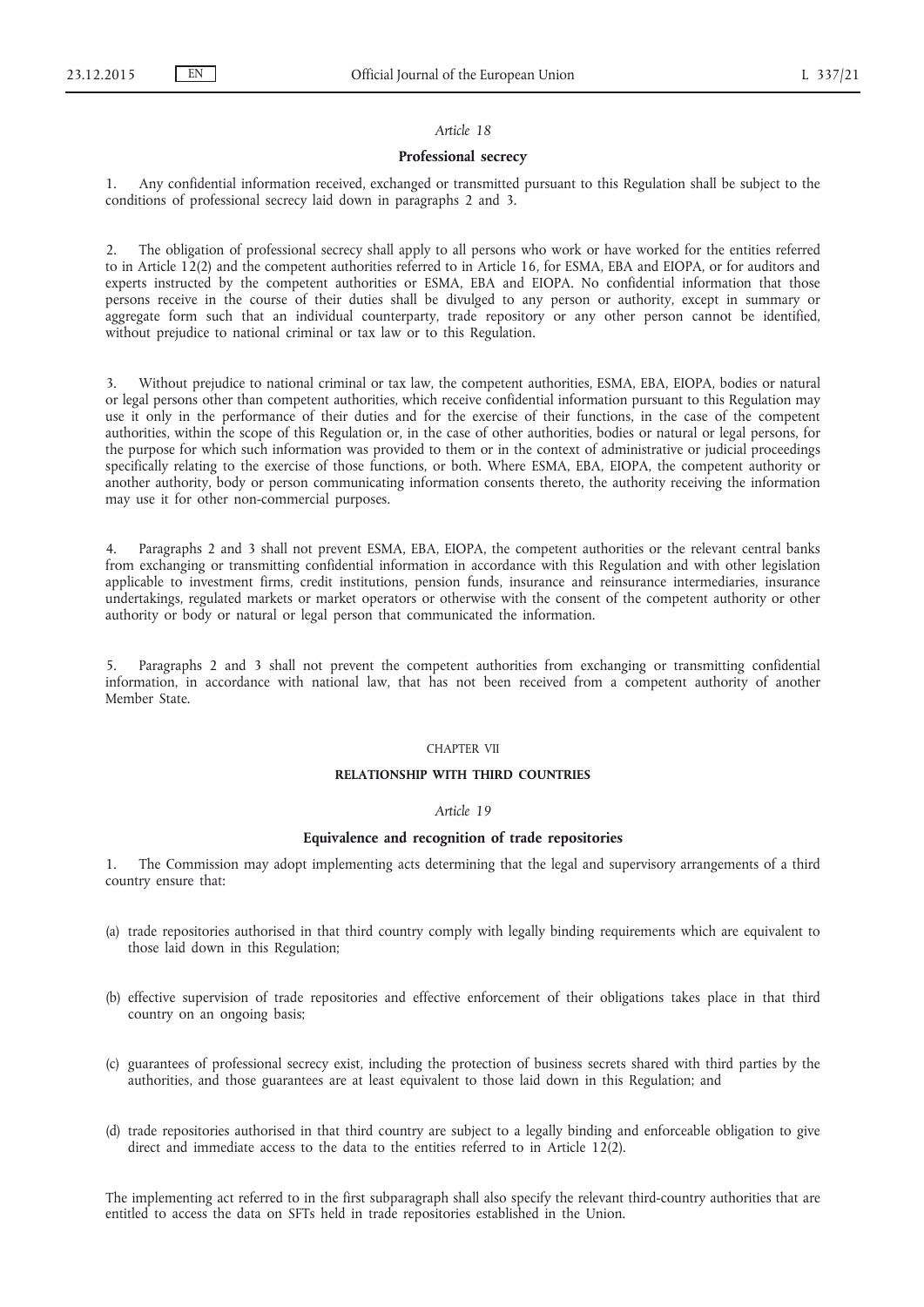*Article 18*

**Professional secrecy**

1. Any confidential information received, exchanged or transmitted pursuant to this Regulation shall be subject to the conditions of professional secrecy laid down in paragraphs 2 and 3.

2. The obligation of professional secrecy shall apply to all persons who work or have worked for the entities referred to in Article 12(2) and the competent authorities referred to in Article 16, for ESMA, EBA and EIOPA, or for auditors and experts instructed by the competent authorities or ESMA, EBA and EIOPA. No confidential information that those persons receive in the course of their duties shall be divulged to any person or authority, except in summary or aggregate form such that an individual counterparty, trade repository or any other person cannot be identified, without prejudice to national criminal or tax law or to this Regulation.

3. Without prejudice to national criminal or tax law, the competent authorities, ESMA, EBA, EIOPA, bodies or natural or legal persons other than competent authorities, which receive confidential information pursuant to this Regulation may use it only in the performance of their duties and for the exercise of their functions, in the case of the competent authorities, within the scope of this Regulation or, in the case of other authorities, bodies or natural or legal persons, for the purpose for which such information was provided to them or in the context of administrative or judicial proceedings specifically relating to the exercise of those functions, or both. Where ESMA, EBA, EIOPA, the competent authority or another authority, body or person communicating information consents thereto, the authority receiving the information may use it for other non-commercial purposes.

4. Paragraphs 2 and 3 shall not prevent ESMA, EBA, EIOPA, the competent authorities or the relevant central banks from exchanging or transmitting confidential information in accordance with this Regulation and with other legislation applicable to investment firms, credit institutions, pension funds, insurance and reinsurance intermediaries, insurance undertakings, regulated markets or market operators or otherwise with the consent of the competent authority or other authority or body or natural or legal person that communicated the information.

5. Paragraphs 2 and 3 shall not prevent the competent authorities from exchanging or transmitting confidential information, in accordance with national law, that has not been received from a competent authority of another Member State.

CHAPTER VII

**RELATIONSHIP WITH THIRD COUNTRIES**

*Article 19*

**Equivalence and recognition of trade repositories**

1. The Commission may adopt implementing acts determining that the legal and supervisory arrangements of a third country ensure that:

(a) trade repositories authorised in that third country comply with legally binding requirements which are equivalent to those laid down in this Regulation;

(b) effective supervision of trade repositories and effective enforcement of their obligations takes place in that third country on an ongoing basis;

(c) guarantees of professional secrecy exist, including the protection of business secrets shared with third parties by the authorities, and those guarantees are at least equivalent to those laid down in this Regulation; and

(d) trade repositories authorised in that third country are subject to a legally binding and enforceable obligation to give direct and immediate access to the data to the entities referred to in Article 12(2).

The implementing act referred to in the first subparagraph shall also specify the relevant third-country authorities that are entitled to access the data on SFTs held in trade repositories established in the Union.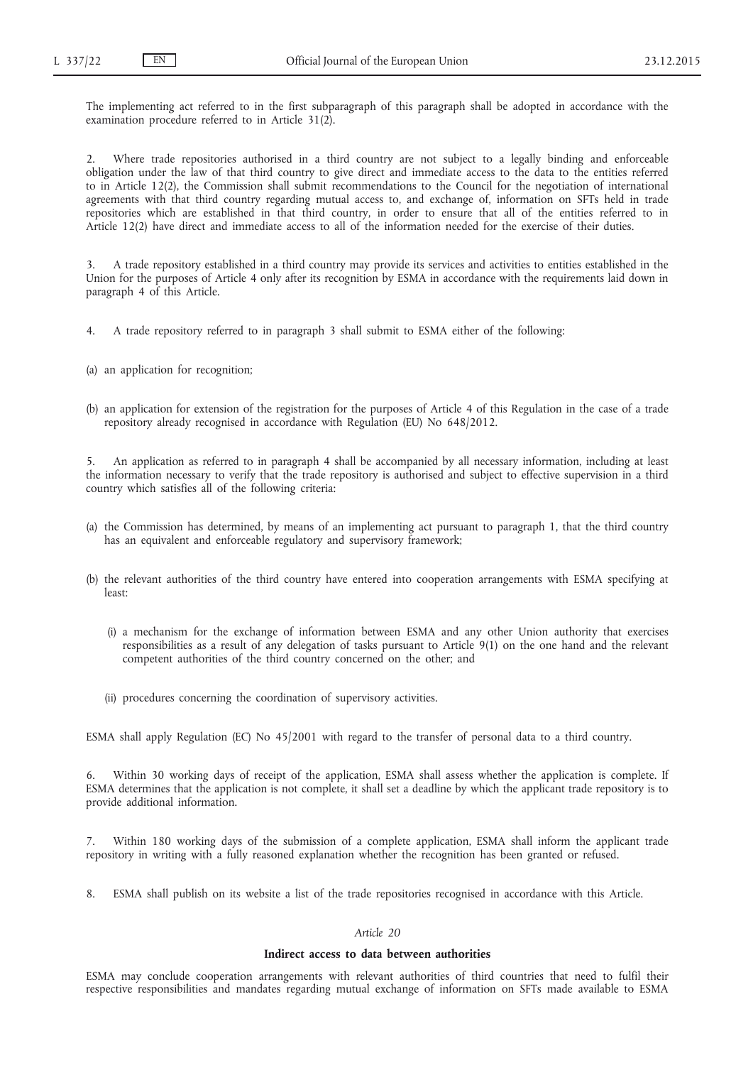The implementing act referred to in the first subparagraph of this paragraph shall be adopted in accordance with the examination procedure referred to in Article 31(2).

2. Where trade repositories authorised in a third country are not subject to a legally binding and enforceable obligation under the law of that third country to give direct and immediate access to the data to the entities referred to in Article 12(2), the Commission shall submit recommendations to the Council for the negotiation of international agreements with that third country regarding mutual access to, and exchange of, information on SFTs held in trade repositories which are established in that third country, in order to ensure that all of the entities referred to in Article 12(2) have direct and immediate access to all of the information needed for the exercise of their duties.

3. A trade repository established in a third country may provide its services and activities to entities established in the Union for the purposes of Article 4 only after its recognition by ESMA in accordance with the requirements laid down in paragraph 4 of this Article.

4. A trade repository referred to in paragraph 3 shall submit to ESMA either of the following:

(a) an application for recognition;

(b) an application for extension of the registration for the purposes of Article 4 of this Regulation in the case of a trade repository already recognised in accordance with Regulation (EU) No 648/2012.

5. An application as referred to in paragraph 4 shall be accompanied by all necessary information, including at least the information necessary to verify that the trade repository is authorised and subject to effective supervision in a third country which satisfies all of the following criteria:

(a) the Commission has determined, by means of an implementing act pursuant to paragraph 1, that the third country has an equivalent and enforceable regulatory and supervisory framework;

(b) the relevant authorities of the third country have entered into cooperation arrangements with ESMA specifying at least:

   (i) a mechanism for the exchange of information between ESMA and any other Union authority that exercises responsibilities as a result of any delegation of tasks pursuant to Article 9(1) on the one hand and the relevant competent authorities of the third country concerned on the other; and

   (ii) procedures concerning the coordination of supervisory activities.

ESMA shall apply Regulation (EC) No 45/2001 with regard to the transfer of personal data to a third country.

6. Within 30 working days of receipt of the application, ESMA shall assess whether the application is complete. If ESMA determines that the application is not complete, it shall set a deadline by which the applicant trade repository is to provide additional information.

7. Within 180 working days of the submission of a complete application, ESMA shall inform the applicant trade repository in writing with a fully reasoned explanation whether the recognition has been granted or refused.

8. ESMA shall publish on its website a list of the trade repositories recognised in accordance with this Article.

*Article 20*

**Indirect access to data between authorities**

ESMA may conclude cooperation arrangements with relevant authorities of third countries that need to fulfil their respective responsibilities and mandates regarding mutual exchange of information on SFTs made available to ESMA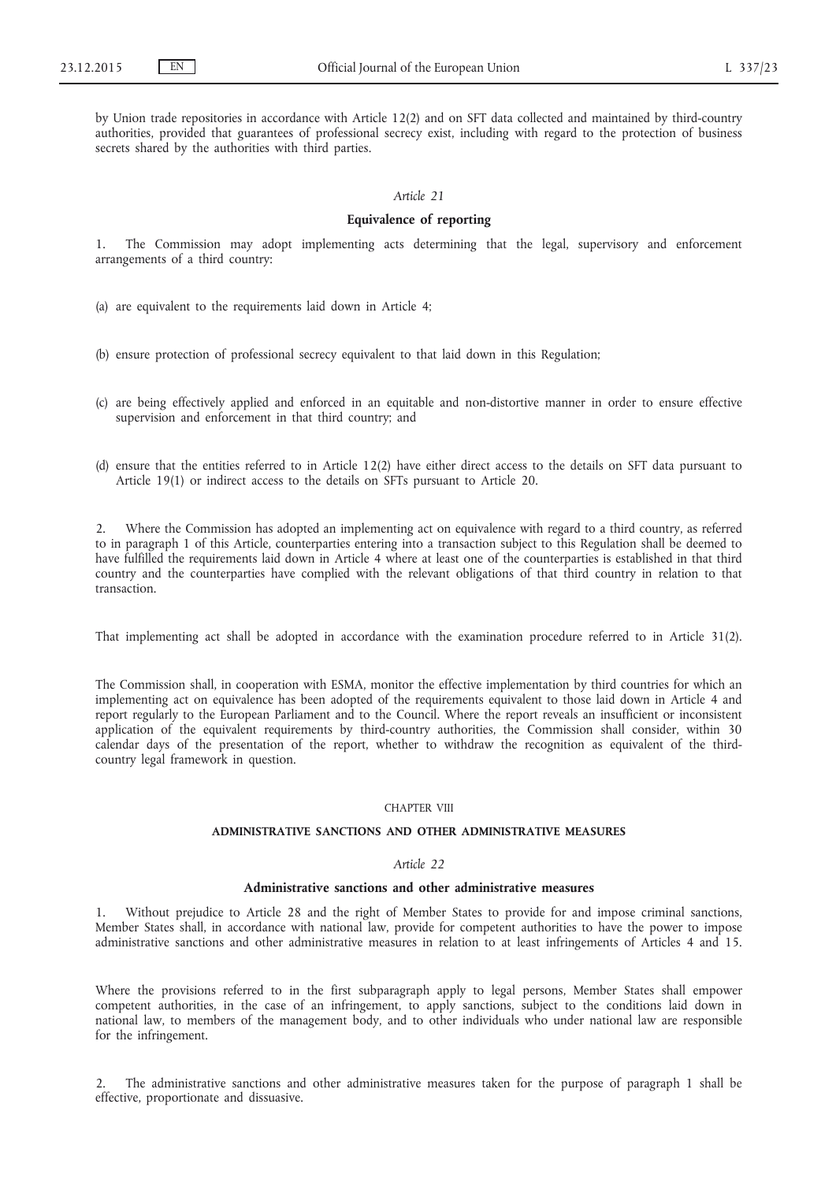by Union trade repositories in accordance with Article 12(2) and on SFT data collected and maintained by third-country authorities, provided that guarantees of professional secrecy exist, including with regard to the protection of business secrets shared by the authorities with third parties.

*Article 21*

**Equivalence of reporting**

1. The Commission may adopt implementing acts determining that the legal, supervisory and enforcement arrangements of a third country:

(a) are equivalent to the requirements laid down in Article 4;

(b) ensure protection of professional secrecy equivalent to that laid down in this Regulation;

(c) are being effectively applied and enforced in an equitable and non-distortive manner in order to ensure effective supervision and enforcement in that third country; and

(d) ensure that the entities referred to in Article 12(2) have either direct access to the details on SFT data pursuant to Article 19(1) or indirect access to the details on SFTs pursuant to Article 20.

2. Where the Commission has adopted an implementing act on equivalence with regard to a third country, as referred to in paragraph 1 of this Article, counterparties entering into a transaction subject to this Regulation shall be deemed to have fulfilled the requirements laid down in Article 4 where at least one of the counterparties is established in that third country and the counterparties have complied with the relevant obligations of that third country in relation to that transaction.

That implementing act shall be adopted in accordance with the examination procedure referred to in Article 31(2).

The Commission shall, in cooperation with ESMA, monitor the effective implementation by third countries for which an implementing act on equivalence has been adopted of the requirements equivalent to those laid down in Article 4 and report regularly to the European Parliament and to the Council. Where the report reveals an insufficient or inconsistent application of the equivalent requirements by third-country authorities, the Commission shall consider, within 30 calendar days of the presentation of the report, whether to withdraw the recognition as equivalent of the third-country legal framework in question.

CHAPTER VIII

**ADMINISTRATIVE SANCTIONS AND OTHER ADMINISTRATIVE MEASURES**

*Article 22*

**Administrative sanctions and other administrative measures**

1. Without prejudice to Article 28 and the right of Member States to provide for and impose criminal sanctions, Member States shall, in accordance with national law, provide for competent authorities to have the power to impose administrative sanctions and other administrative measures in relation to at least infringements of Articles 4 and 15.

Where the provisions referred to in the first subparagraph apply to legal persons, Member States shall empower competent authorities, in the case of an infringement, to apply sanctions, subject to the conditions laid down in national law, to members of the management body, and to other individuals who under national law are responsible for the infringement.

2. The administrative sanctions and other administrative measures taken for the purpose of paragraph 1 shall be effective, proportionate and dissuasive.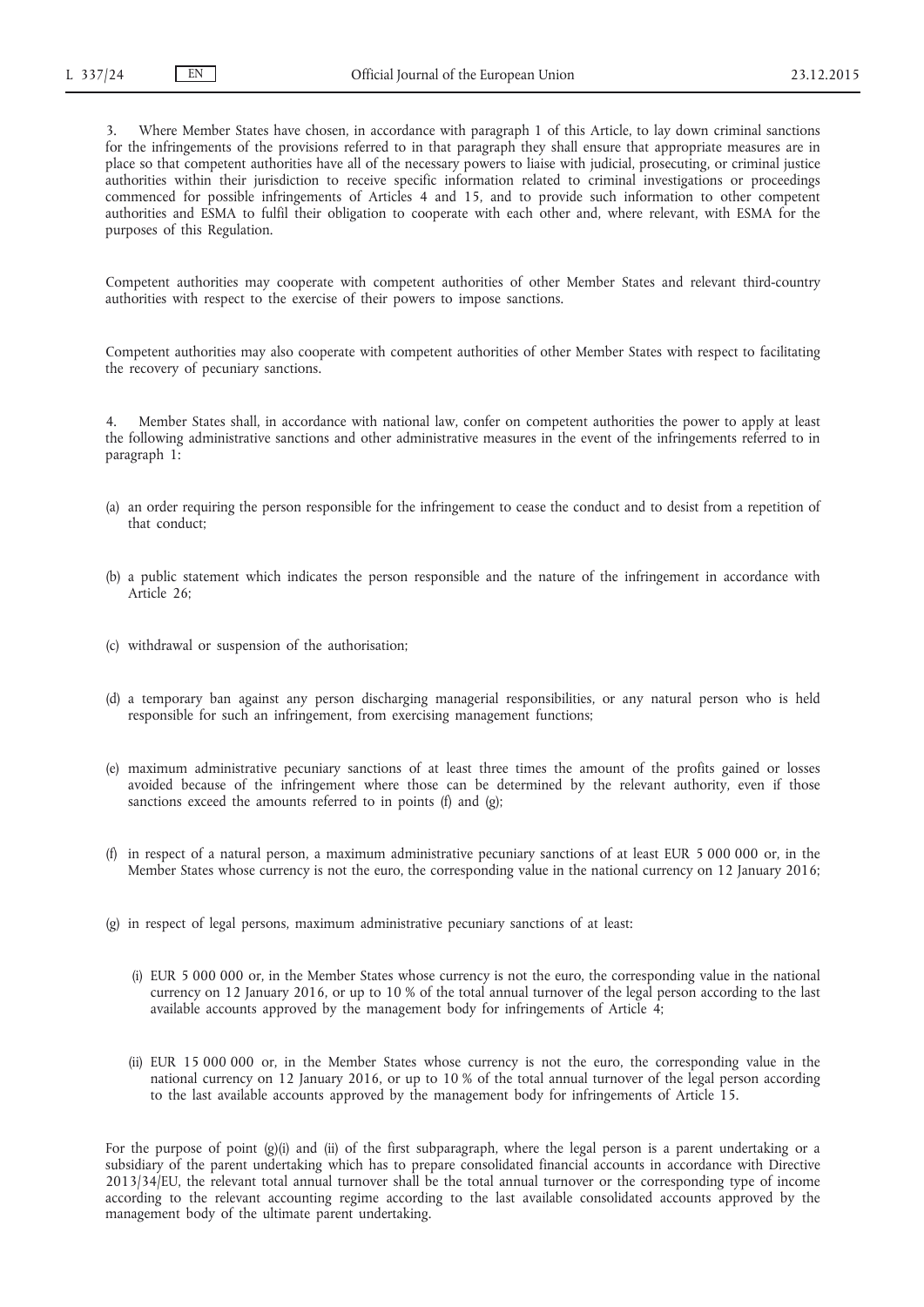3. Where Member States have chosen, in accordance with paragraph 1 of this Article, to lay down criminal sanctions for the infringements of the provisions referred to in that paragraph they shall ensure that appropriate measures are in place so that competent authorities have all of the necessary powers to liaise with judicial, prosecuting, or criminal justice authorities within their jurisdiction to receive specific information related to criminal investigations or proceedings commenced for possible infringements of Articles 4 and 15, and to provide such information to other competent authorities and ESMA to fulfil their obligation to cooperate with each other and, where relevant, with ESMA for the purposes of this Regulation.

Competent authorities may cooperate with competent authorities of other Member States and relevant third-country authorities with respect to the exercise of their powers to impose sanctions.

Competent authorities may also cooperate with competent authorities of other Member States with respect to facilitating the recovery of pecuniary sanctions.

4. Member States shall, in accordance with national law, confer on competent authorities the power to apply at least the following administrative sanctions and other administrative measures in the event of the infringements referred to in paragraph 1:

(a) an order requiring the person responsible for the infringement to cease the conduct and to desist from a repetition of that conduct;

(b) a public statement which indicates the person responsible and the nature of the infringement in accordance with Article 26;

(c) withdrawal or suspension of the authorisation;

(d) a temporary ban against any person discharging managerial responsibilities, or any natural person who is held responsible for such an infringement, from exercising management functions;

(e) maximum administrative pecuniary sanctions of at least three times the amount of the profits gained or losses avoided because of the infringement where those can be determined by the relevant authority, even if those sanctions exceed the amounts referred to in points (f) and (g);

(f) in respect of a natural person, a maximum administrative pecuniary sanctions of at least EUR 5 000 000 or, in the Member States whose currency is not the euro, the corresponding value in the national currency on 12 January 2016;

(g) in respect of legal persons, maximum administrative pecuniary sanctions of at least:

(i) EUR 5 000 000 or, in the Member States whose currency is not the euro, the corresponding value in the national currency on 12 January 2016, or up to 10 % of the total annual turnover of the legal person according to the last available accounts approved by the management body for infringements of Article 4;

(ii) EUR 15 000 000 or, in the Member States whose currency is not the euro, the corresponding value in the national currency on 12 January 2016, or up to 10 % of the total annual turnover of the legal person according to the last available accounts approved by the management body for infringements of Article 15.

For the purpose of point (g)(i) and (ii) of the first subparagraph, where the legal person is a parent undertaking or a subsidiary of the parent undertaking which has to prepare consolidated financial accounts in accordance with Directive 2013/34/EU, the relevant total annual turnover shall be the total annual turnover or the corresponding type of income according to the relevant accounting regime according to the last available consolidated accounts approved by the management body of the ultimate parent undertaking.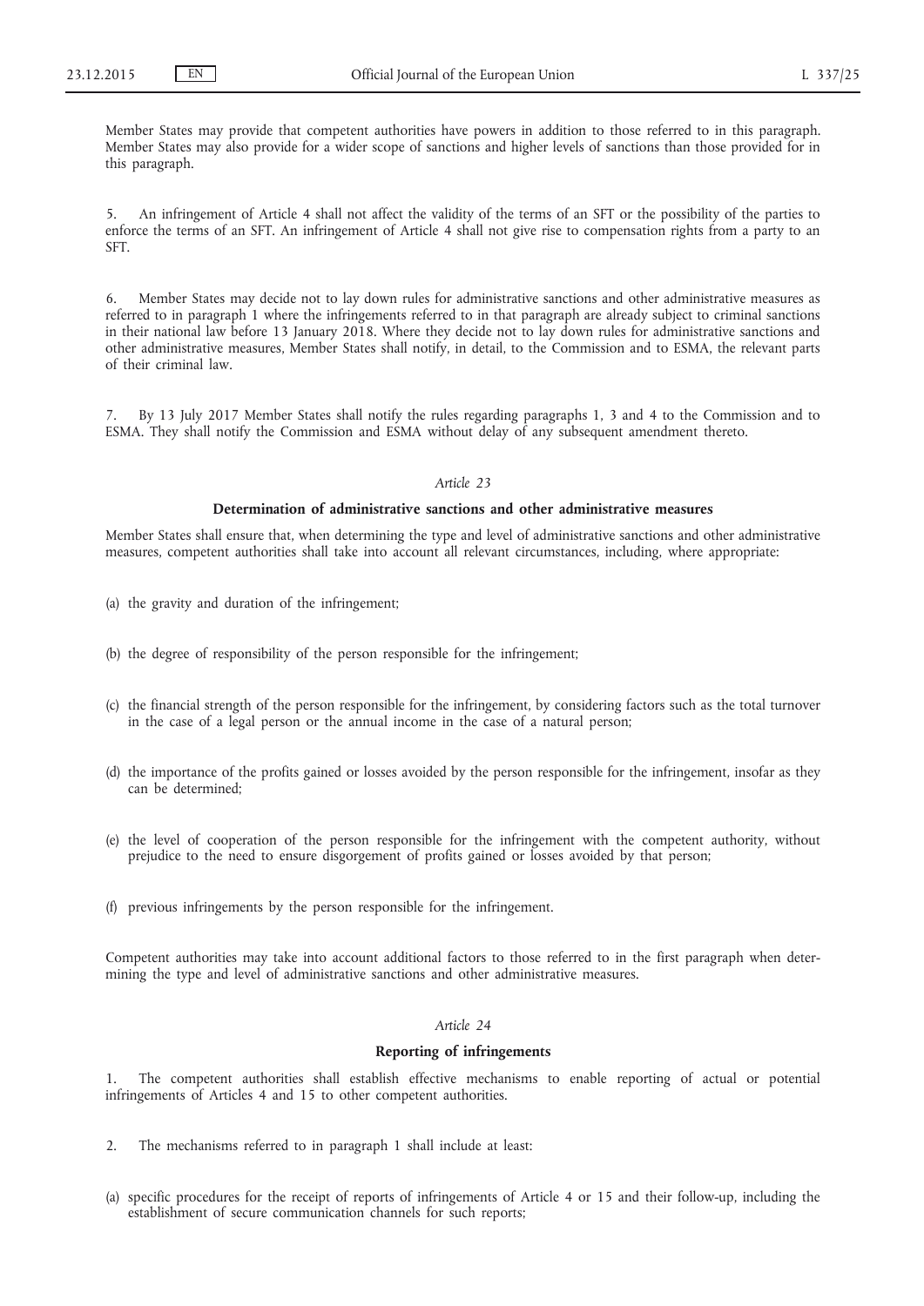Member States may provide that competent authorities have powers in addition to those referred to in this paragraph. Member States may also provide for a wider scope of sanctions and higher levels of sanctions than those provided for in this paragraph.

5. An infringement of Article 4 shall not affect the validity of the terms of an SFT or the possibility of the parties to enforce the terms of an SFT. An infringement of Article 4 shall not give rise to compensation rights from a party to an SFT.

6. Member States may decide not to lay down rules for administrative sanctions and other administrative measures as referred to in paragraph 1 where the infringements referred to in that paragraph are already subject to criminal sanctions in their national law before 13 January 2018. Where they decide not to lay down rules for administrative sanctions and other administrative measures, Member States shall notify, in detail, to the Commission and to ESMA, the relevant parts of their criminal law.

7. By 13 July 2017 Member States shall notify the rules regarding paragraphs 1, 3 and 4 to the Commission and to ESMA. They shall notify the Commission and ESMA without delay of any subsequent amendment thereto.

*Article 23*

**Determination of administrative sanctions and other administrative measures**

Member States shall ensure that, when determining the type and level of administrative sanctions and other administrative measures, competent authorities shall take into account all relevant circumstances, including, where appropriate:

(a) the gravity and duration of the infringement;

(b) the degree of responsibility of the person responsible for the infringement;

(c) the financial strength of the person responsible for the infringement, by considering factors such as the total turnover in the case of a legal person or the annual income in the case of a natural person;

(d) the importance of the profits gained or losses avoided by the person responsible for the infringement, insofar as they can be determined;

(e) the level of cooperation of the person responsible for the infringement with the competent authority, without prejudice to the need to ensure disgorgement of profits gained or losses avoided by that person;

(f) previous infringements by the person responsible for the infringement.

Competent authorities may take into account additional factors to those referred to in the first paragraph when determining the type and level of administrative sanctions and other administrative measures.

*Article 24*

**Reporting of infringements**

1. The competent authorities shall establish effective mechanisms to enable reporting of actual or potential infringements of Articles 4 and 15 to other competent authorities.

2. The mechanisms referred to in paragraph 1 shall include at least:

(a) specific procedures for the receipt of reports of infringements of Article 4 or 15 and their follow-up, including the establishment of secure communication channels for such reports;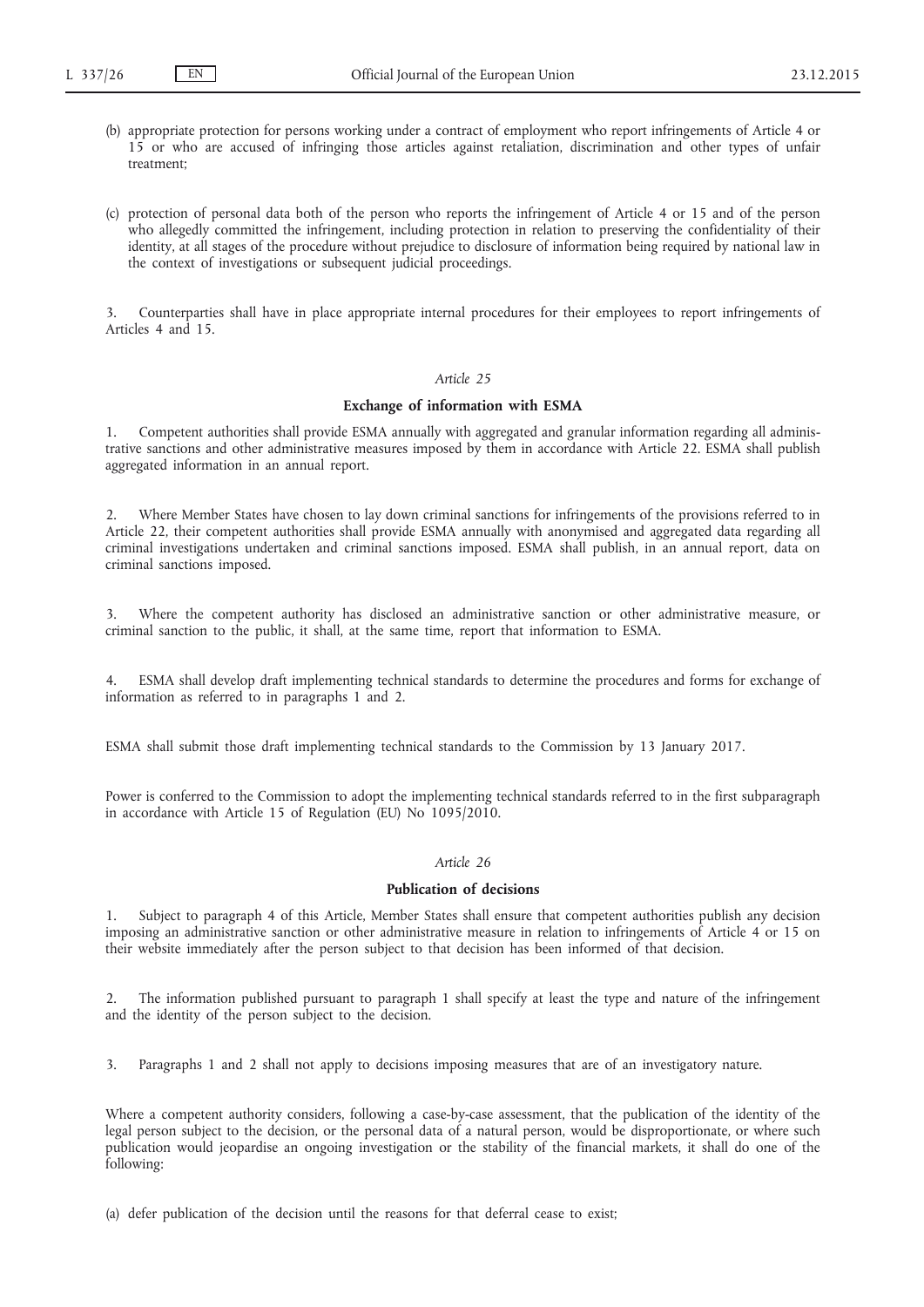(b) appropriate protection for persons working under a contract of employment who report infringements of Article 4 or 15 or who are accused of infringing those articles against retaliation, discrimination and other types of unfair treatment;

(c) protection of personal data both of the person who reports the infringement of Article 4 or 15 and of the person who allegedly committed the infringement, including protection in relation to preserving the confidentiality of their identity, at all stages of the procedure without prejudice to disclosure of information being required by national law in the context of investigations or subsequent judicial proceedings.

3. Counterparties shall have in place appropriate internal procedures for their employees to report infringements of Articles 4 and 15.

*Article 25*

**Exchange of information with ESMA**

1. Competent authorities shall provide ESMA annually with aggregated and granular information regarding all administrative sanctions and other administrative measures imposed by them in accordance with Article 22. ESMA shall publish aggregated information in an annual report.

2. Where Member States have chosen to lay down criminal sanctions for infringements of the provisions referred to in Article 22, their competent authorities shall provide ESMA annually with anonymised and aggregated data regarding all criminal investigations undertaken and criminal sanctions imposed. ESMA shall publish, in an annual report, data on criminal sanctions imposed.

3. Where the competent authority has disclosed an administrative sanction or other administrative measure, or criminal sanction to the public, it shall, at the same time, report that information to ESMA.

4. ESMA shall develop draft implementing technical standards to determine the procedures and forms for exchange of information as referred to in paragraphs 1 and 2.

ESMA shall submit those draft implementing technical standards to the Commission by 13 January 2017.

Power is conferred to the Commission to adopt the implementing technical standards referred to in the first subparagraph in accordance with Article 15 of Regulation (EU) No 1095/2010.

*Article 26*

**Publication of decisions**

1. Subject to paragraph 4 of this Article, Member States shall ensure that competent authorities publish any decision imposing an administrative sanction or other administrative measure in relation to infringements of Article 4 or 15 on their website immediately after the person subject to that decision has been informed of that decision.

2. The information published pursuant to paragraph 1 shall specify at least the type and nature of the infringement and the identity of the person subject to the decision.

3. Paragraphs 1 and 2 shall not apply to decisions imposing measures that are of an investigatory nature.

Where a competent authority considers, following a case-by-case assessment, that the publication of the identity of the legal person subject to the decision, or the personal data of a natural person, would be disproportionate, or where such publication would jeopardise an ongoing investigation or the stability of the financial markets, it shall do one of the following:

(a) defer publication of the decision until the reasons for that deferral cease to exist;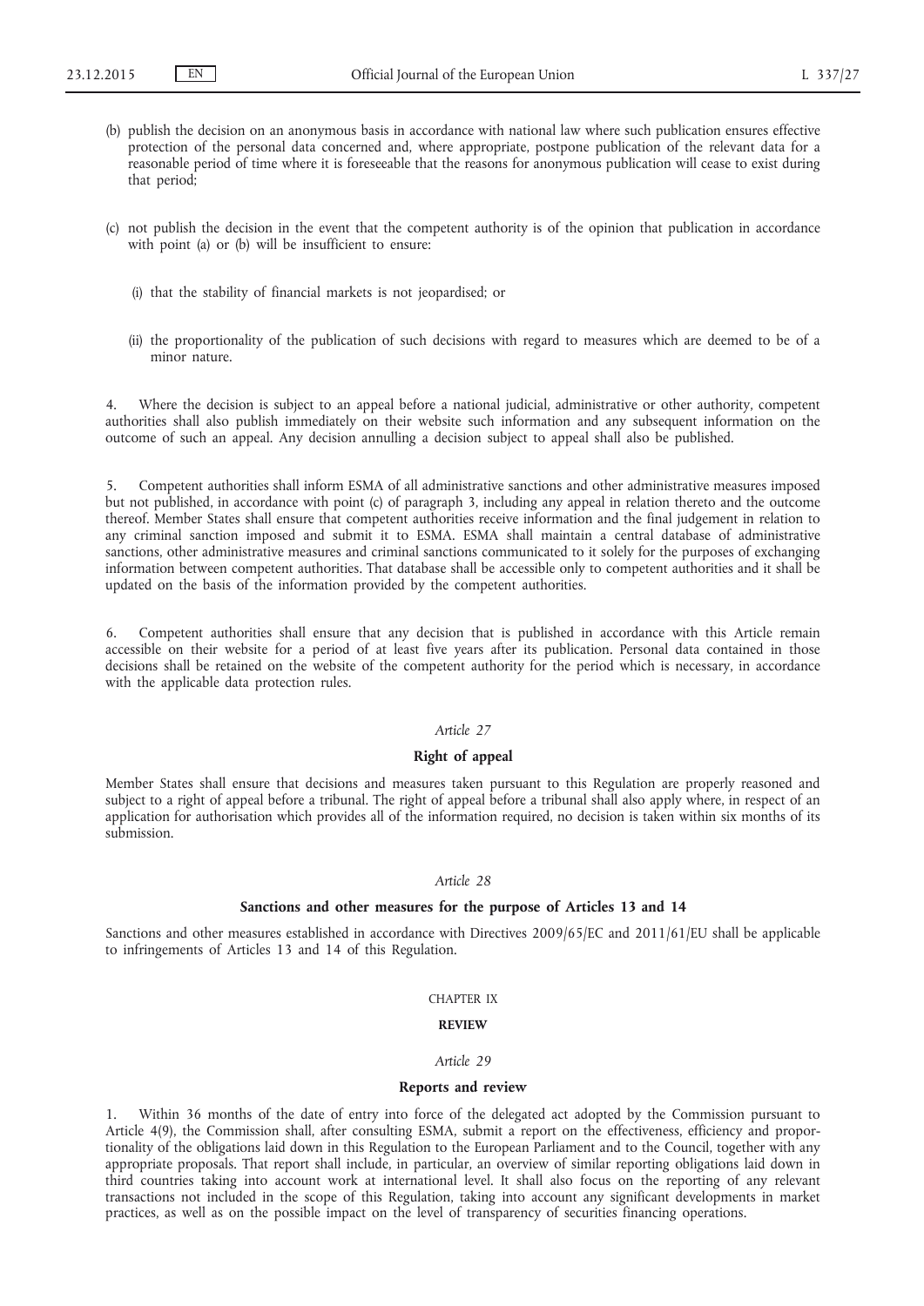(b) publish the decision on an anonymous basis in accordance with national law where such publication ensures effective protection of the personal data concerned and, where appropriate, postpone publication of the relevant data for a reasonable period of time where it is foreseeable that the reasons for anonymous publication will cease to exist during that period;

(c) not publish the decision in the event that the competent authority is of the opinion that publication in accordance with point (a) or (b) will be insufficient to ensure:

(i) that the stability of financial markets is not jeopardised; or

(ii) the proportionality of the publication of such decisions with regard to measures which are deemed to be of a minor nature.

4. Where the decision is subject to an appeal before a national judicial, administrative or other authority, competent authorities shall also publish immediately on their website such information and any subsequent information on the outcome of such an appeal. Any decision annulling a decision subject to appeal shall also be published.

5. Competent authorities shall inform ESMA of all administrative sanctions and other administrative measures imposed but not published, in accordance with point (c) of paragraph 3, including any appeal in relation thereto and the outcome thereof. Member States shall ensure that competent authorities receive information and the final judgement in relation to any criminal sanction imposed and submit it to ESMA. ESMA shall maintain a central database of administrative sanctions, other administrative measures and criminal sanctions communicated to it solely for the purposes of exchanging information between competent authorities. That database shall be accessible only to competent authorities and it shall be updated on the basis of the information provided by the competent authorities.

6. Competent authorities shall ensure that any decision that is published in accordance with this Article remain accessible on their website for a period of at least five years after its publication. Personal data contained in those decisions shall be retained on the website of the competent authority for the period which is necessary, in accordance with the applicable data protection rules.

*Article 27*

**Right of appeal**

Member States shall ensure that decisions and measures taken pursuant to this Regulation are properly reasoned and subject to a right of appeal before a tribunal. The right of appeal before a tribunal shall also apply where, in respect of an application for authorisation which provides all of the information required, no decision is taken within six months of its submission.

*Article 28*

**Sanctions and other measures for the purpose of Articles 13 and 14**

Sanctions and other measures established in accordance with Directives 2009/65/EC and 2011/61/EU shall be applicable to infringements of Articles 13 and 14 of this Regulation.

CHAPTER IX

**REVIEW**

*Article 29*

**Reports and review**

1. Within 36 months of the date of entry into force of the delegated act adopted by the Commission pursuant to Article 4(9), the Commission shall, after consulting ESMA, submit a report on the effectiveness, efficiency and proportionality of the obligations laid down in this Regulation to the European Parliament and to the Council, together with any appropriate proposals. That report shall include, in particular, an overview of similar reporting obligations laid down in third countries taking into account work at international level. It shall also focus on the reporting of any relevant transactions not included in the scope of this Regulation, taking into account any significant developments in market practices, as well as on the possible impact on the level of transparency of securities financing operations.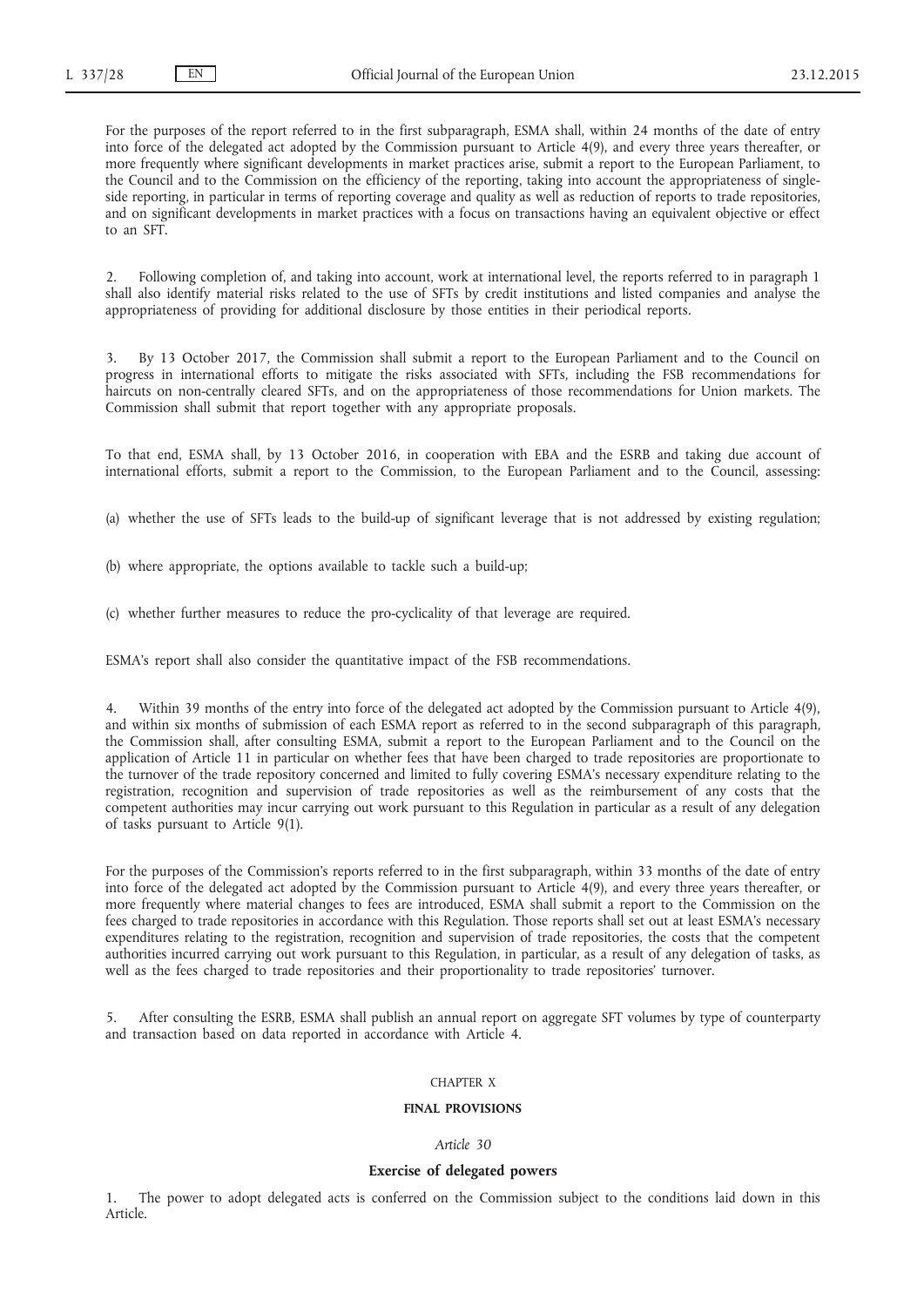For the purposes of the report referred to in the first subparagraph, ESMA shall, within 24 months of the date of entry into force of the delegated act adopted by the Commission pursuant to Article 4(9), and every three years thereafter, or more frequently where significant developments in market practices arise, submit a report to the European Parliament, to the Council and to the Commission on the efficiency of the reporting, taking into account the appropriateness of single-side reporting, in particular in terms of reporting coverage and quality as well as reduction of reports to trade repositories, and on significant developments in market practices with a focus on transactions having an equivalent objective or effect to an SFT.

2. Following completion of, and taking into account, work at international level, the reports referred to in paragraph 1 shall also identify material risks related to the use of SFTs by credit institutions and listed companies and analyse the appropriateness of providing for additional disclosure by those entities in their periodical reports.

3. By 13 October 2017, the Commission shall submit a report to the European Parliament and to the Council on progress in international efforts to mitigate the risks associated with SFTs, including the FSB recommendations for haircuts on non-centrally cleared SFTs, and on the appropriateness of those recommendations for Union markets. The Commission shall submit that report together with any appropriate proposals.

To that end, ESMA shall, by 13 October 2016, in cooperation with EBA and the ESRB and taking due account of international efforts, submit a report to the Commission, to the European Parliament and to the Council, assessing:

(a) whether the use of SFTs leads to the build-up of significant leverage that is not addressed by existing regulation;

(b) where appropriate, the options available to tackle such a build-up;

(c) whether further measures to reduce the pro-cyclicality of that leverage are required.

ESMA's report shall also consider the quantitative impact of the FSB recommendations.

4. Within 39 months of the entry into force of the delegated act adopted by the Commission pursuant to Article 4(9), and within six months of submission of each ESMA report as referred to in the second subparagraph of this paragraph, the Commission shall, after consulting ESMA, submit a report to the European Parliament and to the Council on the application of Article 11 in particular on whether fees that have been charged to trade repositories are proportionate to the turnover of the trade repository concerned and limited to fully covering ESMA's necessary expenditure relating to the registration, recognition and supervision of trade repositories as well as the reimbursement of any costs that the competent authorities may incur carrying out work pursuant to this Regulation in particular as a result of any delegation of tasks pursuant to Article 9(1).

For the purposes of the Commission's reports referred to in the first subparagraph, within 33 months of the date of entry into force of the delegated act adopted by the Commission pursuant to Article 4(9), and every three years thereafter, or more frequently where material changes to fees are introduced, ESMA shall submit a report to the Commission on the fees charged to trade repositories in accordance with this Regulation. Those reports shall set out at least ESMA's necessary expenditures relating to the registration, recognition and supervision of trade repositories, the costs that the competent authorities incurred carrying out work pursuant to this Regulation, in particular, as a result of any delegation of tasks, as well as the fees charged to trade repositories and their proportionality to trade repositories' turnover.

5. After consulting the ESRB, ESMA shall publish an annual report on aggregate SFT volumes by type of counterparty and transaction based on data reported in accordance with Article 4.

## CHAPTER X

## FINAL PROVISIONS

### *Article 30*

### Exercise of delegated powers

1. The power to adopt delegated acts is conferred on the Commission subject to the conditions laid down in this Article.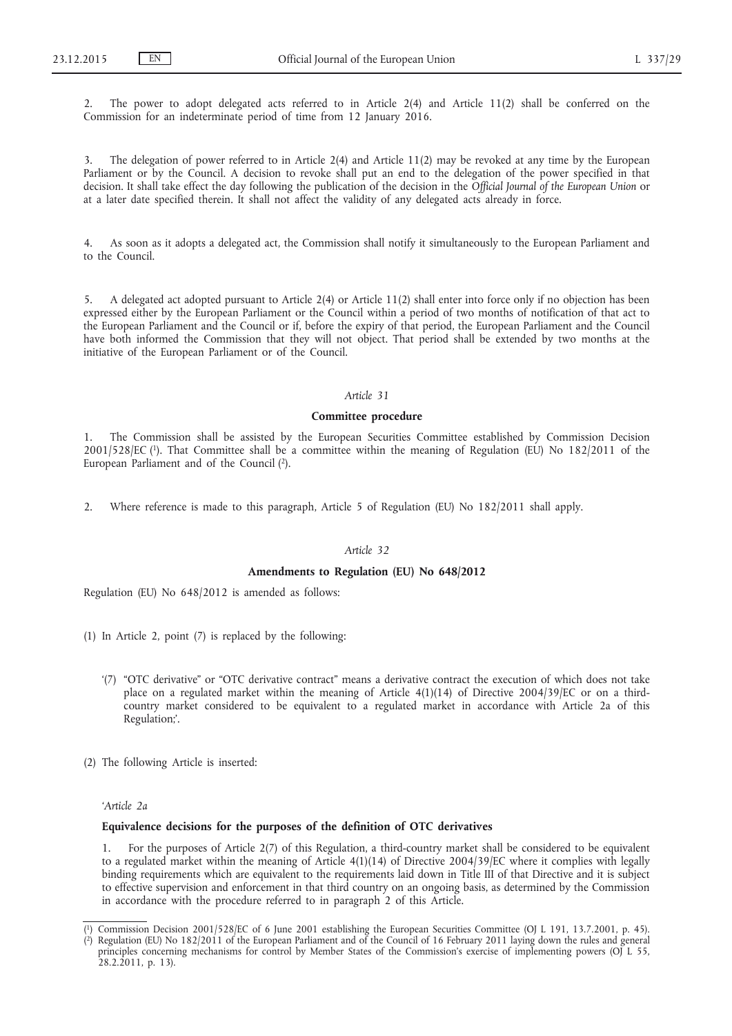2. The power to adopt delegated acts referred to in Article 2(4) and Article 11(2) shall be conferred on the Commission for an indeterminate period of time from 12 January 2016.

3. The delegation of power referred to in Article 2(4) and Article 11(2) may be revoked at any time by the European Parliament or by the Council. A decision to revoke shall put an end to the delegation of the power specified in that decision. It shall take effect the day following the publication of the decision in the *Official Journal of the European Union* or at a later date specified therein. It shall not affect the validity of any delegated acts already in force.

4. As soon as it adopts a delegated act, the Commission shall notify it simultaneously to the European Parliament and to the Council.

5. A delegated act adopted pursuant to Article 2(4) or Article 11(2) shall enter into force only if no objection has been expressed either by the European Parliament or the Council within a period of two months of notification of that act to the European Parliament and the Council or if, before the expiry of that period, the European Parliament and the Council have both informed the Commission that they will not object. That period shall be extended by two months at the initiative of the European Parliament or of the Council.

*Article 31*

**Committee procedure**

1. The Commission shall be assisted by the European Securities Committee established by Commission Decision 2001/528/EC [1]. That Committee shall be a committee within the meaning of Regulation (EU) No 182/2011 of the European Parliament and of the Council [2].

2. Where reference is made to this paragraph, Article 5 of Regulation (EU) No 182/2011 shall apply.

*Article 32*

**Amendments to Regulation (EU) No 648/2012**

Regulation (EU) No 648/2012 is amended as follows:

(1) In Article 2, point (7) is replaced by the following:

'(7) "OTC derivative" or "OTC derivative contract" means a derivative contract the execution of which does not take place on a regulated market within the meaning of Article 4(1)(14) of Directive 2004/39/EC or on a third-country market considered to be equivalent to a regulated market in accordance with Article 2a of this Regulation;'.

(2) The following Article is inserted:

'*Article 2a*

**Equivalence decisions for the purposes of the definition of OTC derivatives**

1. For the purposes of Article 2(7) of this Regulation, a third-country market shall be considered to be equivalent to a regulated market within the meaning of Article 4(1)(14) of Directive 2004/39/EC where it complies with legally binding requirements which are equivalent to the requirements laid down in Title III of that Directive and it is subject to effective supervision and enforcement in that third country on an ongoing basis, as determined by the Commission in accordance with the procedure referred to in paragraph 2 of this Article.

---

[1] Commission Decision 2001/528/EC of 6 June 2001 establishing the European Securities Committee (OJ L 191, 13.7.2001, p. 45).

[2] Regulation (EU) No 182/2011 of the European Parliament and of the Council of 16 February 2011 laying down the rules and general principles concerning mechanisms for control by Member States of the Commission's exercise of implementing powers (OJ L 55, 28.2.2011, p. 13).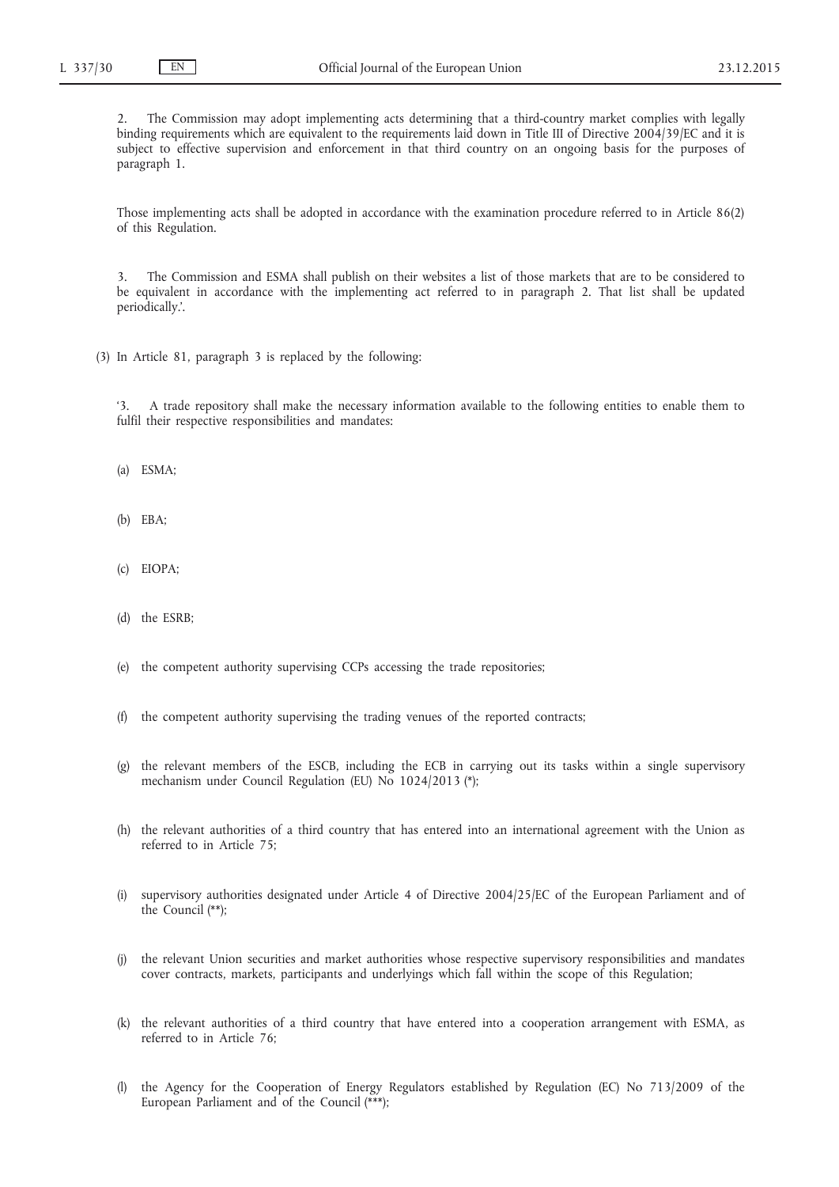2. The Commission may adopt implementing acts determining that a third-country market complies with legally binding requirements which are equivalent to the requirements laid down in Title III of Directive 2004/39/EC and it is subject to effective supervision and enforcement in that third country on an ongoing basis for the purposes of paragraph 1.

Those implementing acts shall be adopted in accordance with the examination procedure referred to in Article 86(2) of this Regulation.

3. The Commission and ESMA shall publish on their websites a list of those markets that are to be considered to be equivalent in accordance with the implementing act referred to in paragraph 2. That list shall be updated periodically.'.

(3) In Article 81, paragraph 3 is replaced by the following:

'3. A trade repository shall make the necessary information available to the following entities to enable them to fulfil their respective responsibilities and mandates:

(a) ESMA;

(b) EBA;

(c) EIOPA;

(d) the ESRB;

(e) the competent authority supervising CCPs accessing the trade repositories;

(f) the competent authority supervising the trading venues of the reported contracts;

(g) the relevant members of the ESCB, including the ECB in carrying out its tasks within a single supervisory mechanism under Council Regulation (EU) No 1024/2013 (*);

(h) the relevant authorities of a third country that has entered into an international agreement with the Union as referred to in Article 75;

(i) supervisory authorities designated under Article 4 of Directive 2004/25/EC of the European Parliament and of the Council (**);

(j) the relevant Union securities and market authorities whose respective supervisory responsibilities and mandates cover contracts, markets, participants and underlyings which fall within the scope of this Regulation;

(k) the relevant authorities of a third country that have entered into a cooperation arrangement with ESMA, as referred to in Article 76;

(l) the Agency for the Cooperation of Energy Regulators established by Regulation (EC) No 713/2009 of the European Parliament and of the Council (***);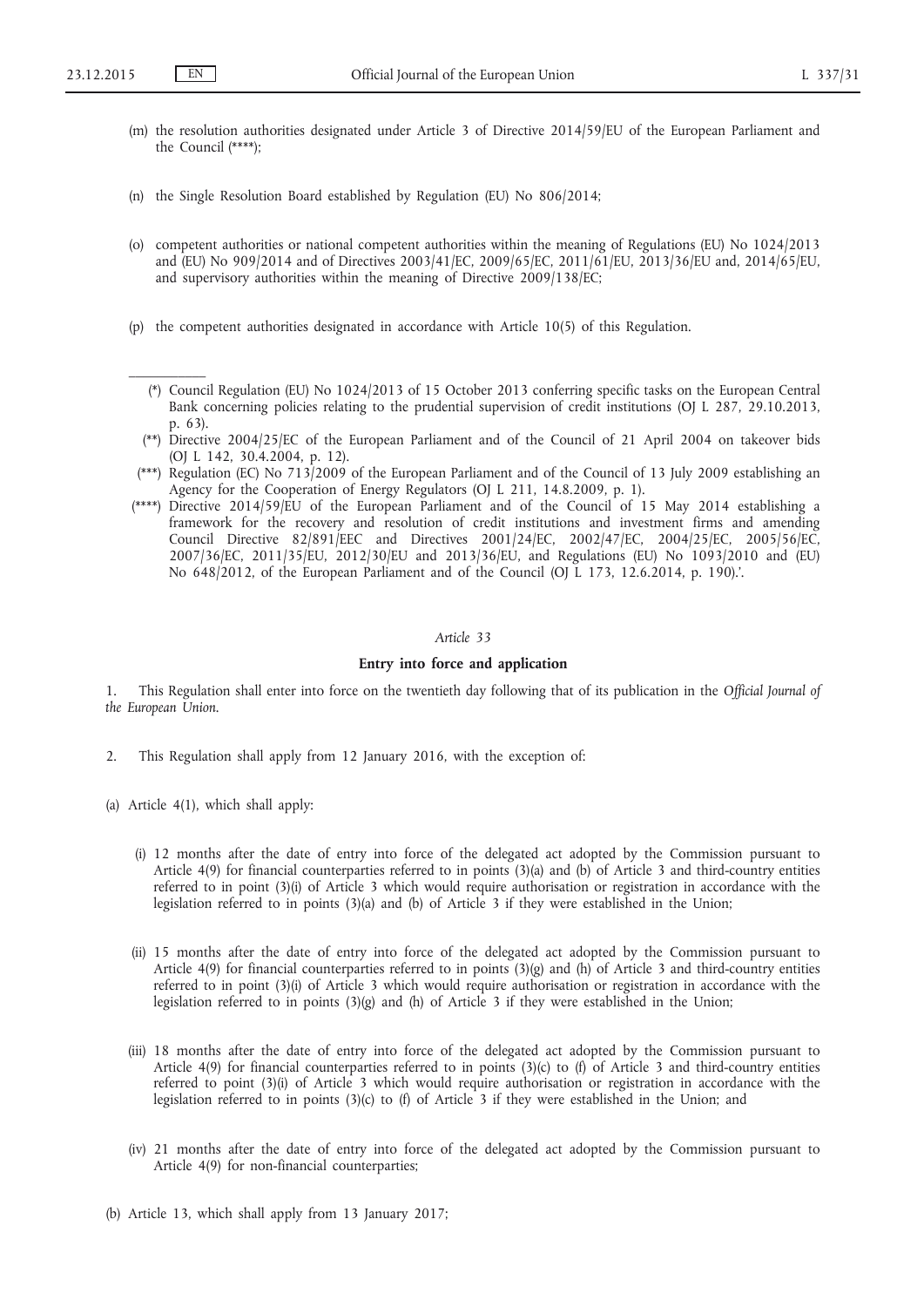(m) the resolution authorities designated under Article 3 of Directive 2014/59/EU of the European Parliament and the Council (****);

(n) the Single Resolution Board established by Regulation (EU) No 806/2014;

(o) competent authorities or national competent authorities within the meaning of Regulations (EU) No 1024/2013 and (EU) No 909/2014 and of Directives 2003/41/EC, 2009/65/EC, 2011/61/EU, 2013/36/EU and, 2014/65/EU, and supervisory authorities within the meaning of Directive 2009/138/EC;

(p) the competent authorities designated in accordance with Article 10(5) of this Regulation.

---

(*) Council Regulation (EU) No 1024/2013 of 15 October 2013 conferring specific tasks on the European Central Bank concerning policies relating to the prudential supervision of credit institutions (OJ L 287, 29.10.2013, p. 63).

(**) Directive 2004/25/EC of the European Parliament and of the Council of 21 April 2004 on takeover bids (OJ L 142, 30.4.2004, p. 12).

(***) Regulation (EC) No 713/2009 of the European Parliament and of the Council of 13 July 2009 establishing an Agency for the Cooperation of Energy Regulators (OJ L 211, 14.8.2009, p. 1).

(****) Directive 2014/59/EU of the European Parliament and of the Council of 15 May 2014 establishing a framework for the recovery and resolution of credit institutions and investment firms and amending Council Directive 82/891/EEC and Directives 2001/24/EC, 2002/47/EC, 2004/25/EC, 2005/56/EC, 2007/36/EC, 2011/35/EU, 2012/30/EU and 2013/36/EU, and Regulations (EU) No 1093/2010 and (EU) No 648/2012, of the European Parliament and of the Council (OJ L 173, 12.6.2014, p. 190).'.

*Article 33*

**Entry into force and application**

1. This Regulation shall enter into force on the twentieth day following that of its publication in the *Official Journal of the European Union*.

2. This Regulation shall apply from 12 January 2016, with the exception of:

(a) Article 4(1), which shall apply:

(i) 12 months after the date of entry into force of the delegated act adopted by the Commission pursuant to Article 4(9) for financial counterparties referred to in points (3)(a) and (b) of Article 3 and third-country entities referred to in point (3)(i) of Article 3 which would require authorisation or registration in accordance with the legislation referred to in points (3)(a) and (b) of Article 3 if they were established in the Union;

(ii) 15 months after the date of entry into force of the delegated act adopted by the Commission pursuant to Article 4(9) for financial counterparties referred to in points (3)(g) and (h) of Article 3 and third-country entities referred to in point (3)(i) of Article 3 which would require authorisation or registration in accordance with the legislation referred to in points (3)(g) and (h) of Article 3 if they were established in the Union;

(iii) 18 months after the date of entry into force of the delegated act adopted by the Commission pursuant to Article 4(9) for financial counterparties referred to in points (3)(c) to (f) of Article 3 and third-country entities referred to point (3)(i) of Article 3 which would require authorisation or registration in accordance with the legislation referred to in points (3)(c) to (f) of Article 3 if they were established in the Union; and

(iv) 21 months after the date of entry into force of the delegated act adopted by the Commission pursuant to Article 4(9) for non-financial counterparties;

(b) Article 13, which shall apply from 13 January 2017;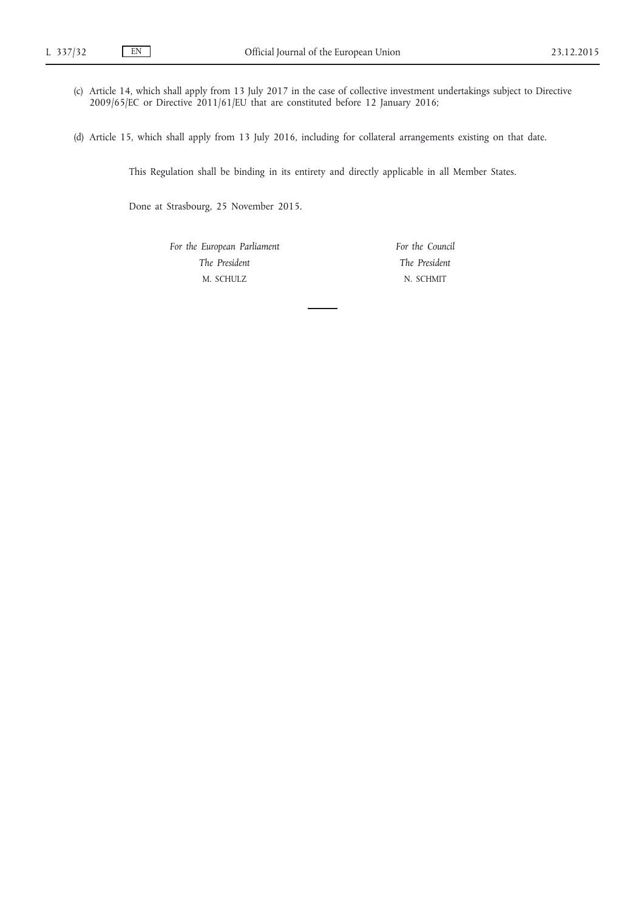(c) Article 14, which shall apply from 13 July 2017 in the case of collective investment undertakings subject to Directive 2009/65/EC or Directive 2011/61/EU that are constituted before 12 January 2016;

(d) Article 15, which shall apply from 13 July 2016, including for collateral arrangements existing on that date.

This Regulation shall be binding in its entirety and directly applicable in all Member States.

Done at Strasbourg, 25 November 2015.

| *For the European Parliament* | *For the Council* |
|---|---|
| *The President* | *The President* |
| M. SCHULZ | N. SCHMIT |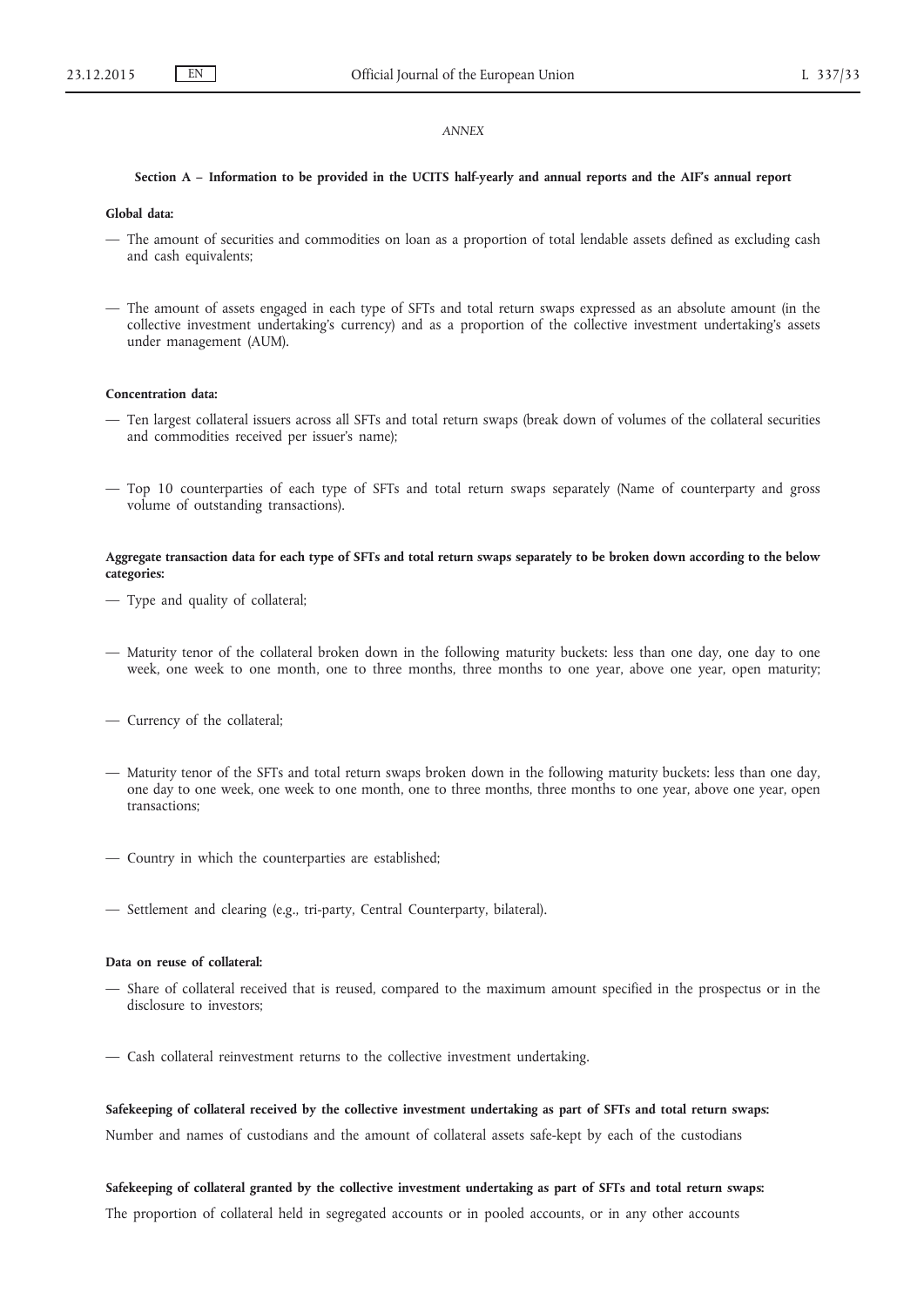*ANNEX*

**Section A – Information to be provided in the UCITS half-yearly and annual reports and the AIF's annual report**

**Global data:**

— The amount of securities and commodities on loan as a proportion of total lendable assets defined as excluding cash and cash equivalents;

— The amount of assets engaged in each type of SFTs and total return swaps expressed as an absolute amount (in the collective investment undertaking's currency) and as a proportion of the collective investment undertaking's assets under management (AUM).

**Concentration data:**

— Ten largest collateral issuers across all SFTs and total return swaps (break down of volumes of the collateral securities and commodities received per issuer's name);

— Top 10 counterparties of each type of SFTs and total return swaps separately (Name of counterparty and gross volume of outstanding transactions).

**Aggregate transaction data for each type of SFTs and total return swaps separately to be broken down according to the below categories:**

— Type and quality of collateral;

— Maturity tenor of the collateral broken down in the following maturity buckets: less than one day, one day to one week, one week to one month, one to three months, three months to one year, above one year, open maturity;

— Currency of the collateral;

— Maturity tenor of the SFTs and total return swaps broken down in the following maturity buckets: less than one day, one day to one week, one week to one month, one to three months, three months to one year, above one year, open transactions;

— Country in which the counterparties are established;

— Settlement and clearing (e.g., tri-party, Central Counterparty, bilateral).

**Data on reuse of collateral:**

— Share of collateral received that is reused, compared to the maximum amount specified in the prospectus or in the disclosure to investors;

— Cash collateral reinvestment returns to the collective investment undertaking.

**Safekeeping of collateral received by the collective investment undertaking as part of SFTs and total return swaps:**

Number and names of custodians and the amount of collateral assets safe-kept by each of the custodians

**Safekeeping of collateral granted by the collective investment undertaking as part of SFTs and total return swaps:**

The proportion of collateral held in segregated accounts or in pooled accounts, or in any other accounts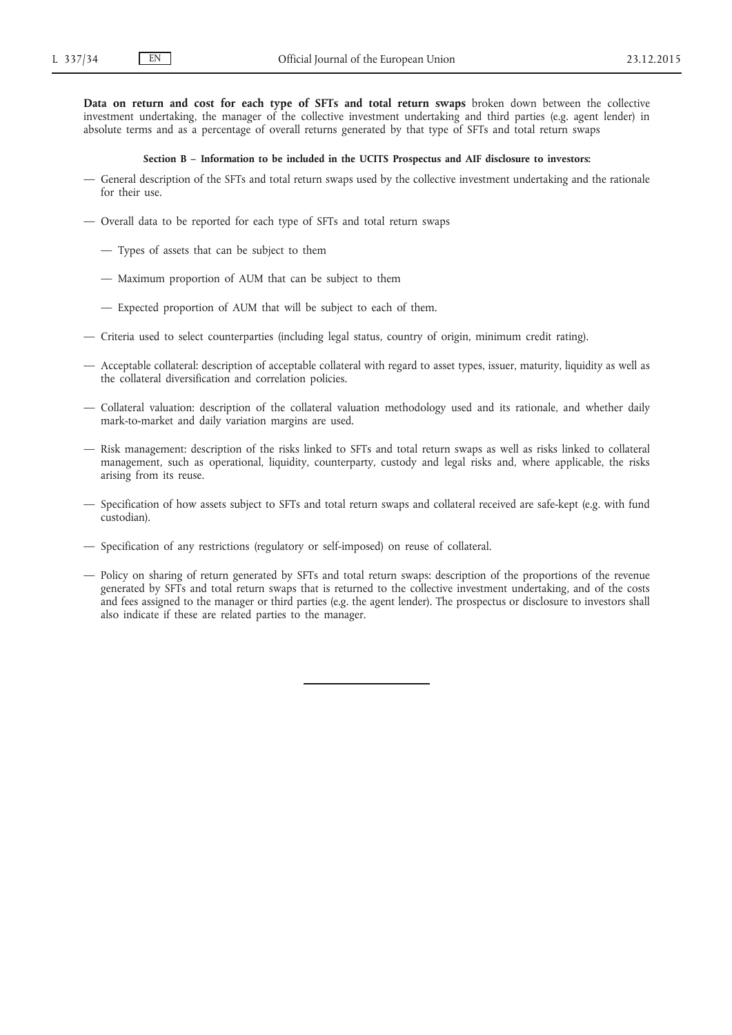**Data on return and cost for each type of SFTs and total return swaps** broken down between the collective investment undertaking, the manager of the collective investment undertaking and third parties (e.g. agent lender) in absolute terms and as a percentage of overall returns generated by that type of SFTs and total return swaps

**Section B – Information to be included in the UCITS Prospectus and AIF disclosure to investors:**

— General description of the SFTs and total return swaps used by the collective investment undertaking and the rationale for their use.

— Overall data to be reported for each type of SFTs and total return swaps

— Types of assets that can be subject to them

— Maximum proportion of AUM that can be subject to them

— Expected proportion of AUM that will be subject to each of them.

— Criteria used to select counterparties (including legal status, country of origin, minimum credit rating).

— Acceptable collateral: description of acceptable collateral with regard to asset types, issuer, maturity, liquidity as well as the collateral diversification and correlation policies.

— Collateral valuation: description of the collateral valuation methodology used and its rationale, and whether daily mark-to-market and daily variation margins are used.

— Risk management: description of the risks linked to SFTs and total return swaps as well as risks linked to collateral management, such as operational, liquidity, counterparty, custody and legal risks and, where applicable, the risks arising from its reuse.

— Specification of how assets subject to SFTs and total return swaps and collateral received are safe-kept (e.g. with fund custodian).

— Specification of any restrictions (regulatory or self-imposed) on reuse of collateral.

— Policy on sharing of return generated by SFTs and total return swaps: description of the proportions of the revenue generated by SFTs and total return swaps that is returned to the collective investment undertaking, and of the costs and fees assigned to the manager or third parties (e.g. the agent lender). The prospectus or disclosure to investors shall also indicate if these are related parties to the manager.